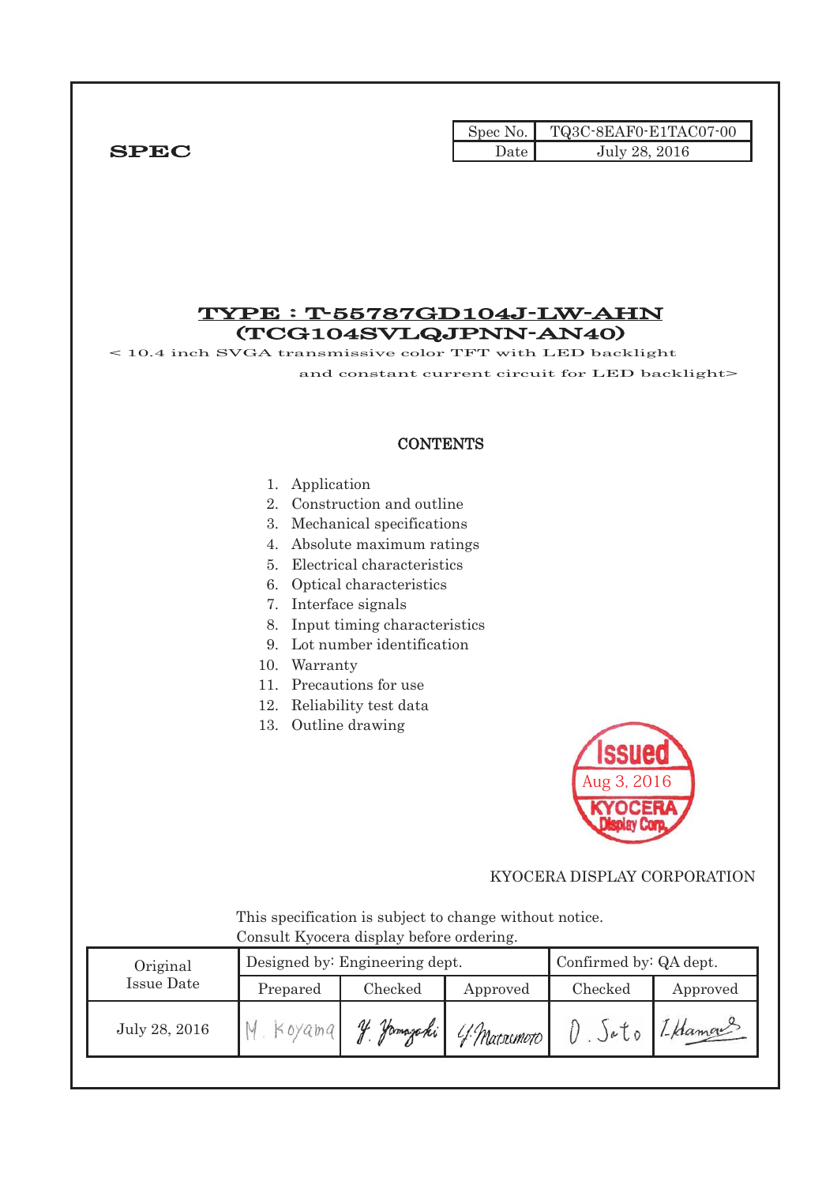**SPEC**

| Spec No. | TQ3C-8EAF0-E1TAC07-00 |
|---|---|
| Date | July 28, 2016 |

# TYPE : T-55787GD104J-LW-AHN
# (TCG104SVLQJPNN-AN40)

< 10.4 inch SVGA transmissive color TFT with LED backlight and constant current circuit for LED backlight>

## CONTENTS

1. Application
2. Construction and outline
3. Mechanical specifications
4. Absolute maximum ratings
5. Electrical characteristics
6. Optical characteristics
7. Interface signals
8. Input timing characteristics
9. Lot number identification
10. Warranty
11. Precautions for use
12. Reliability test data
13. Outline drawing

Issued
Aug 3, 2016
KYOCERA Display Corp.

KYOCERA DISPLAY CORPORATION

This specification is subject to change without notice.
Consult Kyocera display before ordering.

| Original Issue Date | Designed by: Engineering dept. | | | Confirmed by: QA dept. | |
|---|---|---|---|---|---|
| | Prepared | Checked | Approved | Checked | Approved |
| July 28, 2016 | M. Koyama | Y. Yamazaki | Y. Matsumoto | O. Sato | I. Hamano |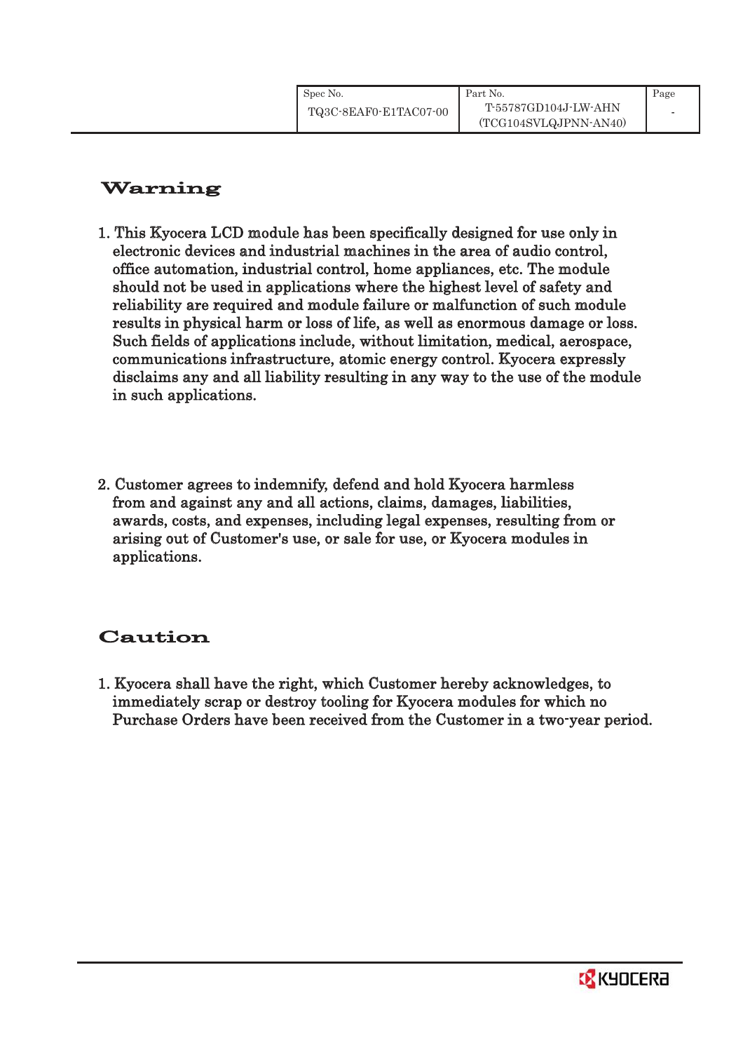## Warning

1. This Kyocera LCD module has been specifically designed for use only in electronic devices and industrial machines in the area of audio control, office automation, industrial control, home appliances, etc. The module should not be used in applications where the highest level of safety and reliability are required and module failure or malfunction of such module results in physical harm or loss of life, as well as enormous damage or loss. Such fields of applications include, without limitation, medical, aerospace, communications infrastructure, atomic energy control. Kyocera expressly disclaims any and all liability resulting in any way to the use of the module in such applications.

2. Customer agrees to indemnify, defend and hold Kyocera harmless from and against any and all actions, claims, damages, liabilities, awards, costs, and expenses, including legal expenses, resulting from or arising out of Customer's use, or sale for use, or Kyocera modules in applications.

## Caution

1. Kyocera shall have the right, which Customer hereby acknowledges, to immediately scrap or destroy tooling for Kyocera modules for which no Purchase Orders have been received from the Customer in a two-year period.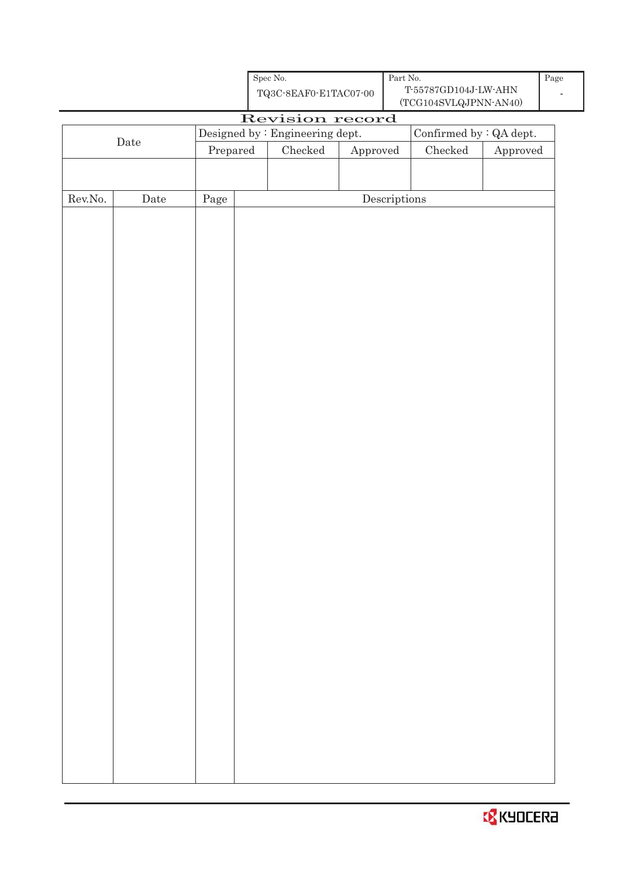| Spec No. | Part No. | Page |
|---|---|---|
| TQ3C-8EAF0-E1TAC07-00 | T-55787GD104J-LW-AHN (TCG104SVLQJPNN-AN40) | - |

# Revision record

| Date | Designed by : Engineering dept. | | | Confirmed by : QA dept. | |
|---|---|---|---|---|---|
| | Prepared | Checked | Approved | Checked | Approved |
| | | | | | |

| Rev.No. | Date | Page | Descriptions |
|---|---|---|---|
| | | | |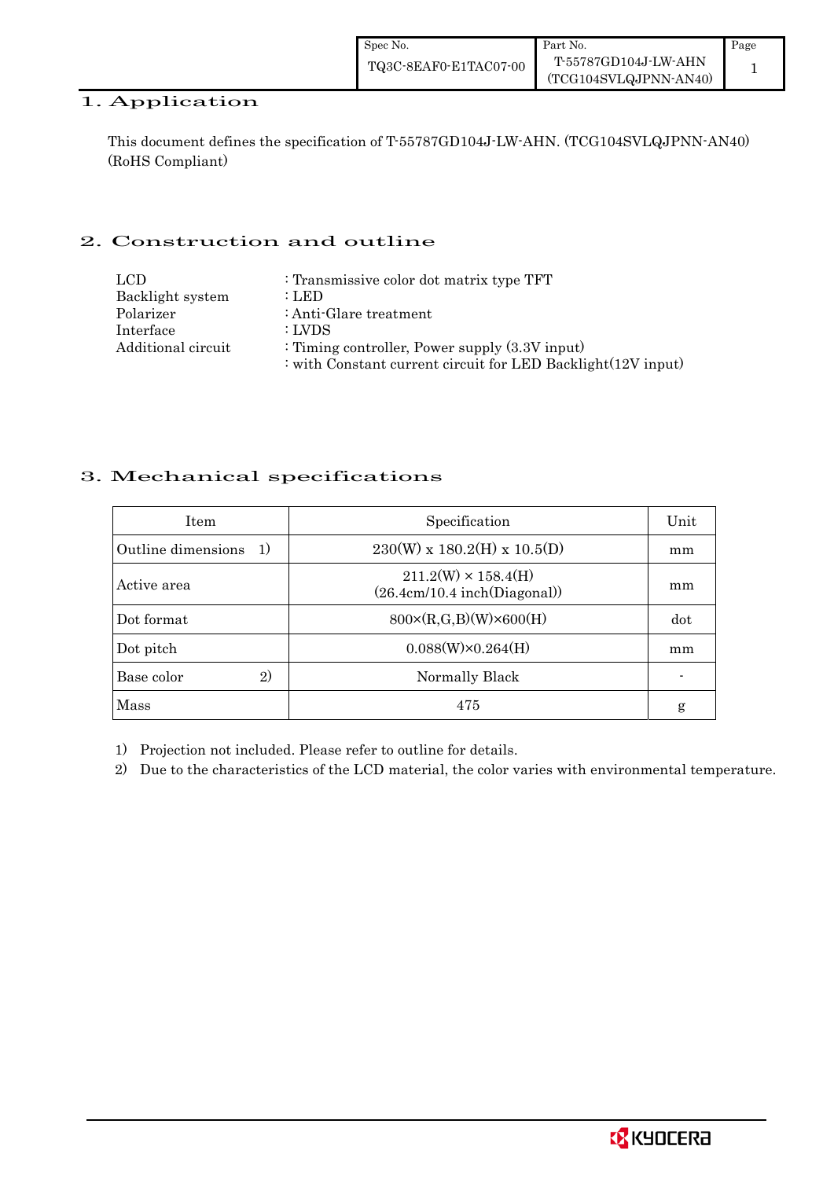## 1. Application

This document defines the specification of T-55787GD104J-LW-AHN. (TCG104SVLQJPNN-AN40) (RoHS Compliant)

## 2. Construction and outline

| | |
|---|---|
| LCD | : Transmissive color dot matrix type TFT |
| Backlight system | : LED |
| Polarizer | : Anti-Glare treatment |
| Interface | : LVDS |
| Additional circuit | : Timing controller, Power supply (3.3V input) |
| | : with Constant current circuit for LED Backlight(12V input) |

## 3. Mechanical specifications

| Item | Specification | Unit |
|---|---|---|
| Outline dimensions 1) | 230(W) x 180.2(H) x 10.5(D) | mm |
| Active area | 211.2(W) × 158.4(H) (26.4cm/10.4 inch(Diagonal)) | mm |
| Dot format | 800×(R,G,B)(W)×600(H) | dot |
| Dot pitch | 0.088(W)×0.264(H) | mm |
| Base color 2) | Normally Black | - |
| Mass | 475 | g |

1) Projection not included. Please refer to outline for details.

2) Due to the characteristics of the LCD material, the color varies with environmental temperature.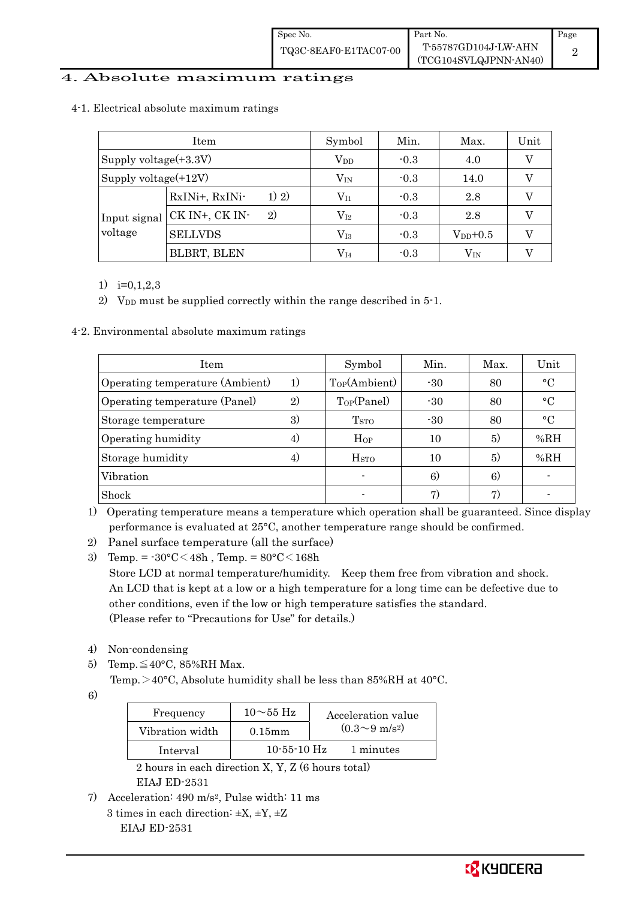# 4. Absolute maximum ratings

## 4-1. Electrical absolute maximum ratings

| Item | | Symbol | Min. | Max. | Unit |
|---|---|---|---|---|---|
| Supply voltage(+3.3V) | | $V_{DD}$ | -0.3 | 4.0 | V |
| Supply voltage(+12V) | | $V_{IN}$ | -0.3 | 14.0 | V |
| Input signal voltage | RxINi+, RxINi- 1) 2) | $V_{I1}$ | -0.3 | 2.8 | V |
| | CK IN+, CK IN- 2) | $V_{I2}$ | -0.3 | 2.8 | V |
| | SELLVDS | $V_{I3}$ | -0.3 | $V_{DD}$+0.5 | V |
| | BLBRT, BLEN | $V_{I4}$ | -0.3 | $V_{IN}$ | V |

1) i=0,1,2,3
2) $V_{DD}$ must be supplied correctly within the range described in 5-1.

## 4-2. Environmental absolute maximum ratings

| Item | | Symbol | Min. | Max. | Unit |
|---|---|---|---|---|---|
| Operating temperature (Ambient) | 1) | $T_{OP}$(Ambient) | -30 | 80 | °C |
| Operating temperature (Panel) | 2) | $T_{OP}$(Panel) | -30 | 80 | °C |
| Storage temperature | 3) | $T_{STO}$ | -30 | 80 | °C |
| Operating humidity | 4) | $H_{OP}$ | 10 | 5) | %RH |
| Storage humidity | 4) | $H_{STO}$ | 10 | 5) | %RH |
| Vibration | | - | 6) | 6) | - |
| Shock | | - | 7) | 7) | - |

1) Operating temperature means a temperature which operation shall be guaranteed. Since display performance is evaluated at 25°C, another temperature range should be confirmed.
2) Panel surface temperature (all the surface)
3) Temp. = -30°C < 48h , Temp. = 80°C < 168h
   Store LCD at normal temperature/humidity. Keep them free from vibration and shock.
   An LCD that is kept at a low or a high temperature for a long time can be defective due to other conditions, even if the low or high temperature satisfies the standard.
   (Please refer to "Precautions for Use" for details.)

4) Non-condensing
5) Temp. ≦ 40°C, 85%RH Max.
   Temp. > 40°C, Absolute humidity shall be less than 85%RH at 40°C.
6)

| Frequency | 10～55 Hz | Acceleration value $(0.3 \sim 9\ m/s^2)$ |
|---|---|---|
| Vibration width | 0.15mm | |
| Interval | 10-55-10 Hz | 1 minutes |

   2 hours in each direction X, Y, Z (6 hours total)
   EIAJ ED-2531

7) Acceleration: 490 $m/s^2$, Pulse width: 11 ms
   3 times in each direction: ±X, ±Y, ±Z
   EIAJ ED-2531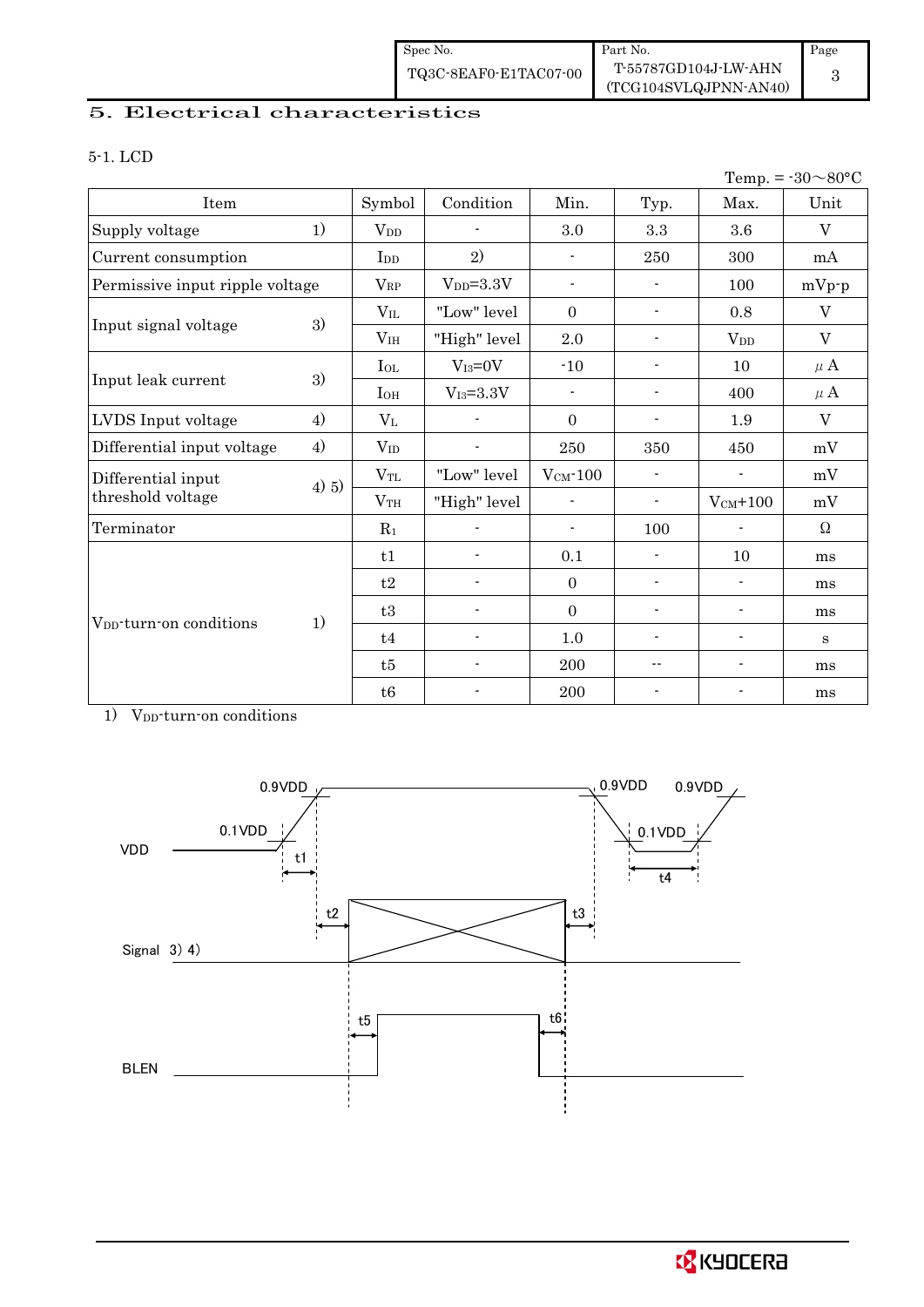## 5. Electrical characteristics

### 5-1. LCD

Temp. = -30～80°C

| Item | | Symbol | Condition | Min. | Typ. | Max. | Unit |
|---|---|---|---|---|---|---|---|
| Supply voltage | 1) | $V_{DD}$ | - | 3.0 | 3.3 | 3.6 | V |
| Current consumption | | $I_{DD}$ | 2) | - | 250 | 300 | mA |
| Permissive input ripple voltage | | $V_{RP}$ | $V_{DD}$=3.3V | - | - | 100 | mVp-p |
| Input signal voltage | 3) | $V_{IL}$ | "Low" level | 0 | - | 0.8 | V |
| | | $V_{IH}$ | "High" level | 2.0 | - | $V_{DD}$ | V |
| Input leak current | 3) | $I_{OL}$ | $V_{I3}$=0V | -10 | - | 10 | μA |
| | | $I_{OH}$ | $V_{I3}$=3.3V | - | - | 400 | μA |
| LVDS Input voltage | 4) | $V_L$ | - | 0 | - | 1.9 | V |
| Differential input voltage | 4) | $V_{ID}$ | - | 250 | 350 | 450 | mV |
| Differential input threshold voltage | 4) 5) | $V_{TL}$ | "Low" level | $V_{CM}$-100 | - | - | mV |
| | | $V_{TH}$ | "High" level | - | - | $V_{CM}$+100 | mV |
| Terminator | | $R_1$ | - | - | 100 | - | Ω |
| $V_{DD}$-turn-on conditions | 1) | t1 | - | 0.1 | - | 10 | ms |
| | | t2 | - | 0 | - | - | ms |
| | | t3 | - | 0 | - | - | ms |
| | | t4 | - | 1.0 | - | - | s |
| | | t5 | - | 200 | -- | - | ms |
| | | t6 | - | 200 | - | - | ms |

1) $V_{DD}$-turn-on conditions

VDD: 0.1VDD, 0.9VDD, t1, 0.9VDD, 0.1VDD, 0.9VDD, t4
Signal 3) 4): t2, t3
BLEN: t5, t6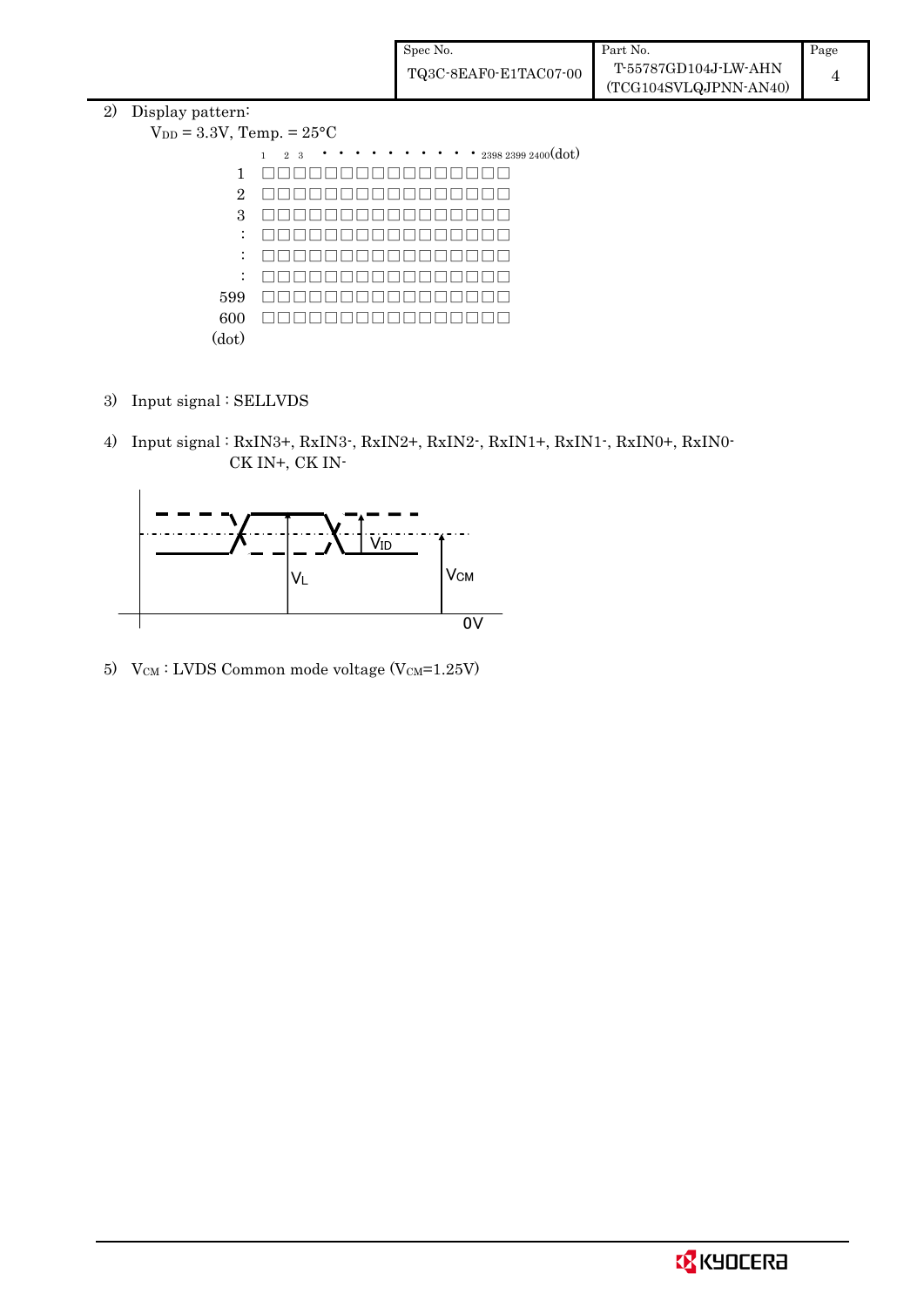2) Display pattern:

$V_{DD}$ = 3.3V, Temp. = 25°C

```
      1  2  3  • • • • • • • • • • • 2398 2399 2400(dot)
  1   □□□□□□□□□□□□□□□□
  2   □□□□□□□□□□□□□□□□
  3   □□□□□□□□□□□□□□□□
  :   □□□□□□□□□□□□□□□□
  :   □□□□□□□□□□□□□□□□
  :   □□□□□□□□□□□□□□□□
599   □□□□□□□□□□□□□□□□
600   □□□□□□□□□□□□□□□□
(dot)
```

3) Input signal : SELLVDS

4) Input signal : RxIN3+, RxIN3-, RxIN2+, RxIN2-, RxIN1+, RxIN1-, RxIN0+, RxIN0-
CK IN+, CK IN-

$V_{ID}$ $V_L$ $V_{CM}$ 0V

5) $V_{CM}$ : LVDS Common mode voltage ($V_{CM}$=1.25V)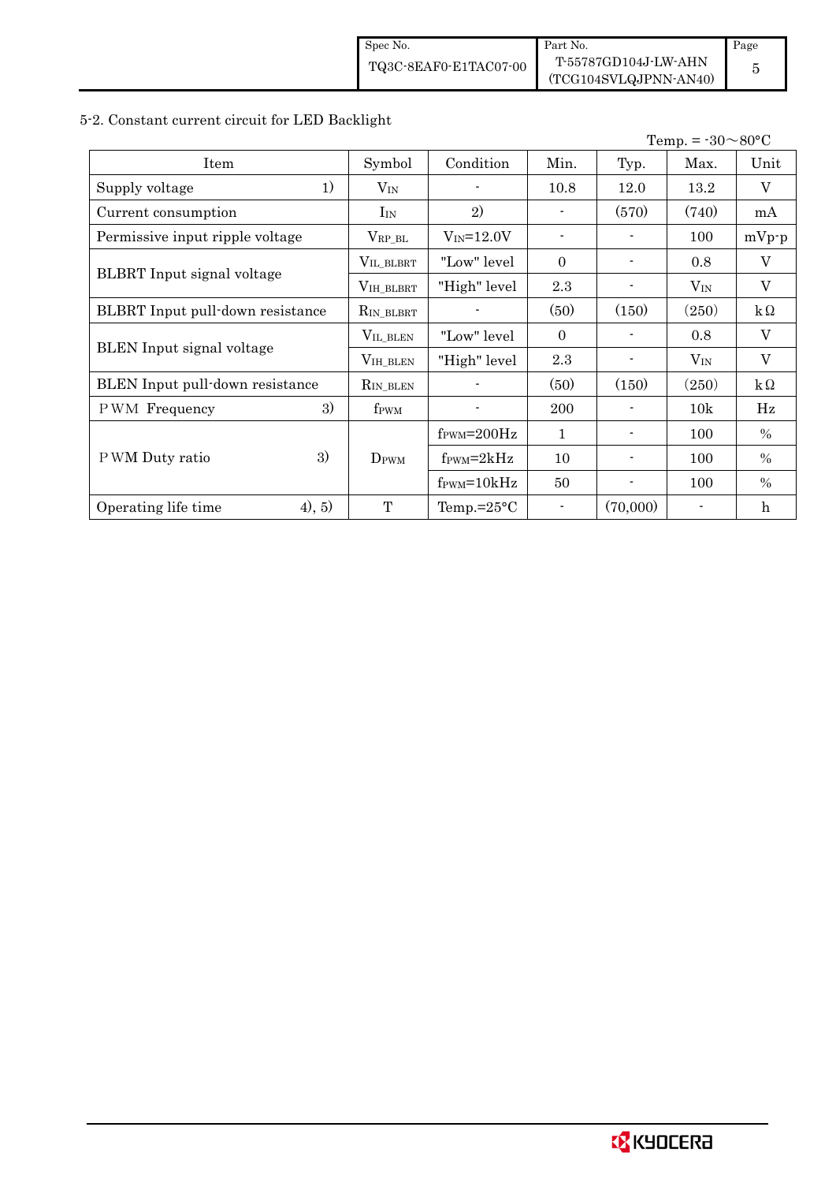5-2. Constant current circuit for LED Backlight

Temp. = -30～80°C

| Item | | Symbol | Condition | Min. | Typ. | Max. | Unit |
|---|---|---|---|---|---|---|---|
| Supply voltage | 1) | $V_{IN}$ | - | 10.8 | 12.0 | 13.2 | V |
| Current consumption | | $I_{IN}$ | 2) | - | (570) | (740) | mA |
| Permissive input ripple voltage | | $V_{RP\_BL}$ | $V_{IN}$=12.0V | - | - | 100 | mVp-p |
| BLBRT Input signal voltage | | $V_{IL\_BLBRT}$ | "Low" level | 0 | - | 0.8 | V |
| | | $V_{IH\_BLBRT}$ | "High" level | 2.3 | - | $V_{IN}$ | V |
| BLBRT Input pull-down resistance | | $R_{IN\_BLBRT}$ | - | (50) | (150) | (250) | kΩ |
| BLEN Input signal voltage | | $V_{IL\_BLEN}$ | "Low" level | 0 | - | 0.8 | V |
| | | $V_{IH\_BLEN}$ | "High" level | 2.3 | - | $V_{IN}$ | V |
| BLEN Input pull-down resistance | | $R_{IN\_BLEN}$ | - | (50) | (150) | (250) | kΩ |
| PWM Frequency | 3) | $f_{PWM}$ | - | 200 | - | 10k | Hz |
| PWM Duty ratio | 3) | $D_{PWM}$ | $f_{PWM}$=200Hz | 1 | - | 100 | % |
| | | | $f_{PWM}$=2kHz | 10 | - | 100 | % |
| | | | $f_{PWM}$=10kHz | 50 | - | 100 | % |
| Operating life time | 4), 5) | T | Temp.=25°C | - | (70,000) | - | h |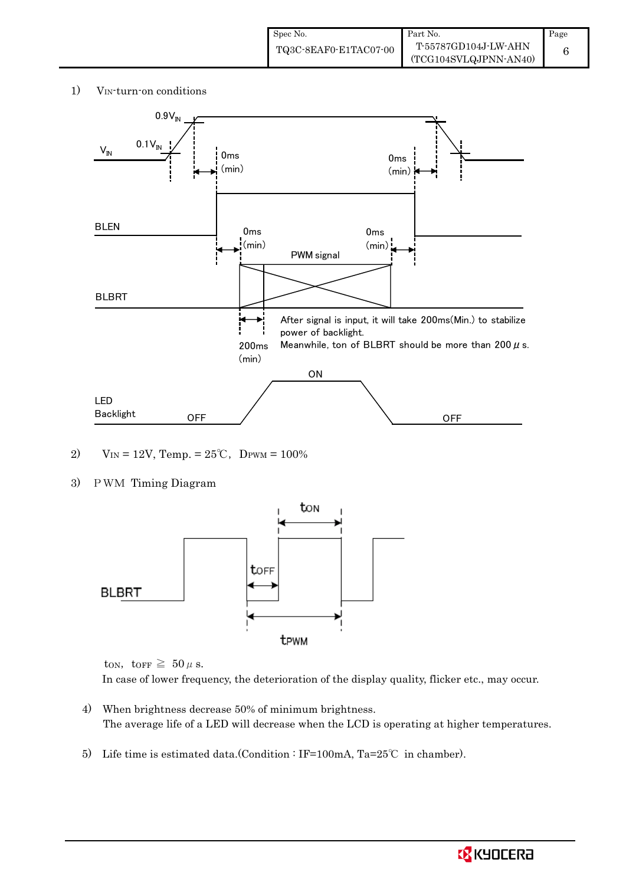1) $V_{IN}$-turn-on conditions

0.9$V_{IN}$

0.1$V_{IN}$

$V_{IN}$

0ms (min)

0ms (min)

BLEN

0ms (min)

0ms (min)

PWM signal

BLBRT

After signal is input, it will take 200ms(Min.) to stabilize power of backlight.
Meanwhile, ton of BLBRT should be more than 200 μ s.

200ms (min)

ON

LED Backlight OFF

OFF

2) $V_{IN}$ = 12V, Temp. = 25℃, $D_{PWM}$ = 100%

3) PWM Timing Diagram

$t_{ON}$

$t_{OFF}$

BLBRT

$t_{PWM}$

$t_{ON}$, $t_{OFF}$ ≧ 50 μ s.
In case of lower frequency, the deterioration of the display quality, flicker etc., may occur.

4) When brightness decrease 50% of minimum brightness.
The average life of a LED will decrease when the LCD is operating at higher temperatures.

5) Life time is estimated data.(Condition : IF=100mA, Ta=25℃ in chamber).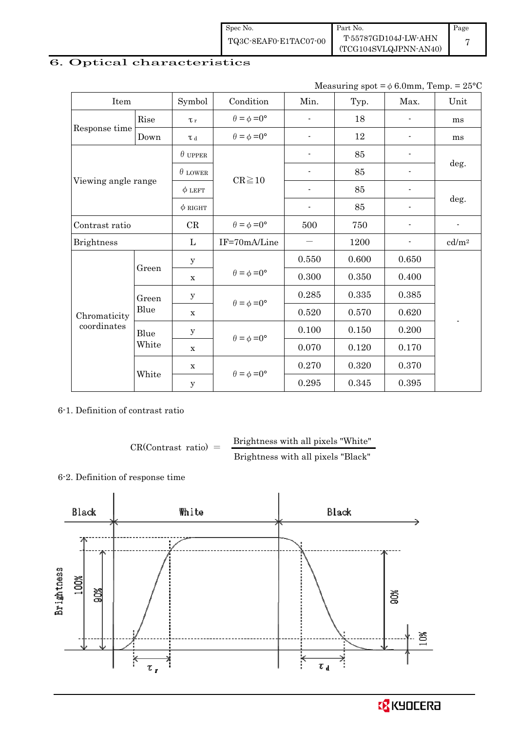## 6. Optical characteristics

Measuring spot = φ 6.0mm, Temp. = 25°C

| Item | | Symbol | Condition | Min. | Typ. | Max. | Unit |
|---|---|---|---|---|---|---|---|
| Response time | Rise | $\tau_r$ | $\theta = \phi = 0°$ | - | 18 | - | ms |
| | Down | $\tau_d$ | $\theta = \phi = 0°$ | - | 12 | - | ms |
| Viewing angle range | | $\theta_{UPPER}$ | CR≧10 | - | 85 | - | deg. |
| | | $\theta_{LOWER}$ | | - | 85 | - | |
| | | $\phi_{LEFT}$ | | - | 85 | - | deg. |
| | | $\phi_{RIGHT}$ | | - | 85 | - | |
| Contrast ratio | | CR | $\theta = \phi = 0°$ | 500 | 750 | - | - |
| Brightness | | L | IF=70mA/Line | — | 1200 | - | cd/m² |
| Chromaticity coordinates | Green | y | $\theta = \phi = 0°$ | 0.550 | 0.600 | 0.650 | - |
| | | x | | 0.300 | 0.350 | 0.400 | |
| | Green Blue | y | $\theta = \phi = 0°$ | 0.285 | 0.335 | 0.385 | |
| | | x | | 0.520 | 0.570 | 0.620 | |
| | Blue White | y | $\theta = \phi = 0°$ | 0.100 | 0.150 | 0.200 | |
| | | x | | 0.070 | 0.120 | 0.170 | |
| | White | x | $\theta = \phi = 0°$ | 0.270 | 0.320 | 0.370 | |
| | | y | | 0.295 | 0.345 | 0.395 | |

6-1. Definition of contrast ratio

$$\text{CR(Contrast ratio)} = \frac{\text{Brightness with all pixels "White"}}{\text{Brightness with all pixels "Black"}}$$

6-2. Definition of response time

Black — White — Black

Brightness 100% 90% 10%

$\tau_r$ $\tau_d$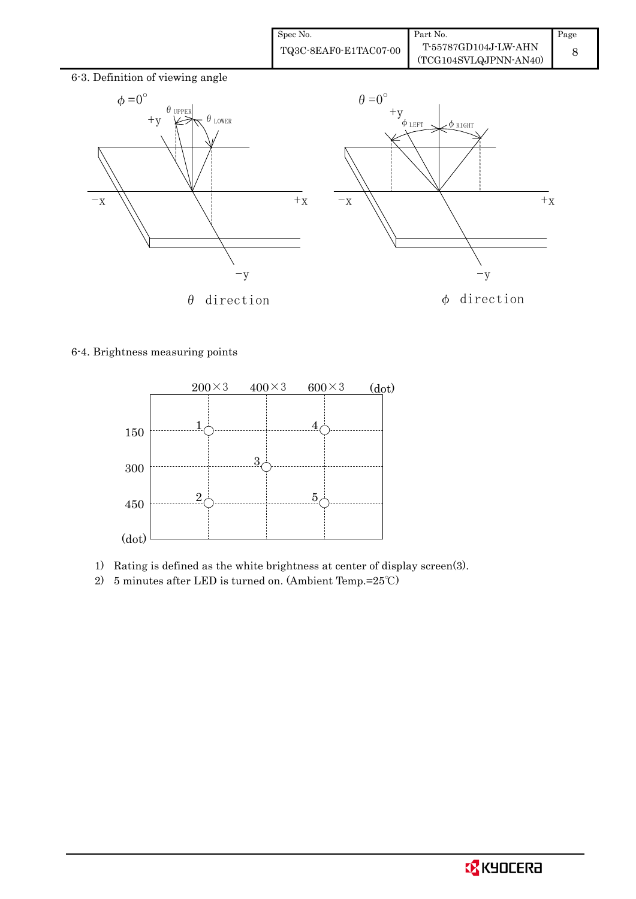## 6-3. Definition of viewing angle

$\phi = 0°$ — $\theta$ direction ($\theta_{UPPER}$, $\theta_{LOWER}$)

$\theta = 0°$ — $\phi$ direction ($\phi_{LEFT}$, $\phi_{RIGHT}$)

## 6-4. Brightness measuring points

| (dot) | 200×3 | 400×3 | 600×3 |
|---|---|---|---|
| 150 | 1 | | 4 |
| 300 | | 3 | |
| 450 | 2 | | 5 |

1) Rating is defined as the white brightness at center of display screen(3).
2) 5 minutes after LED is turned on. (Ambient Temp.=25℃)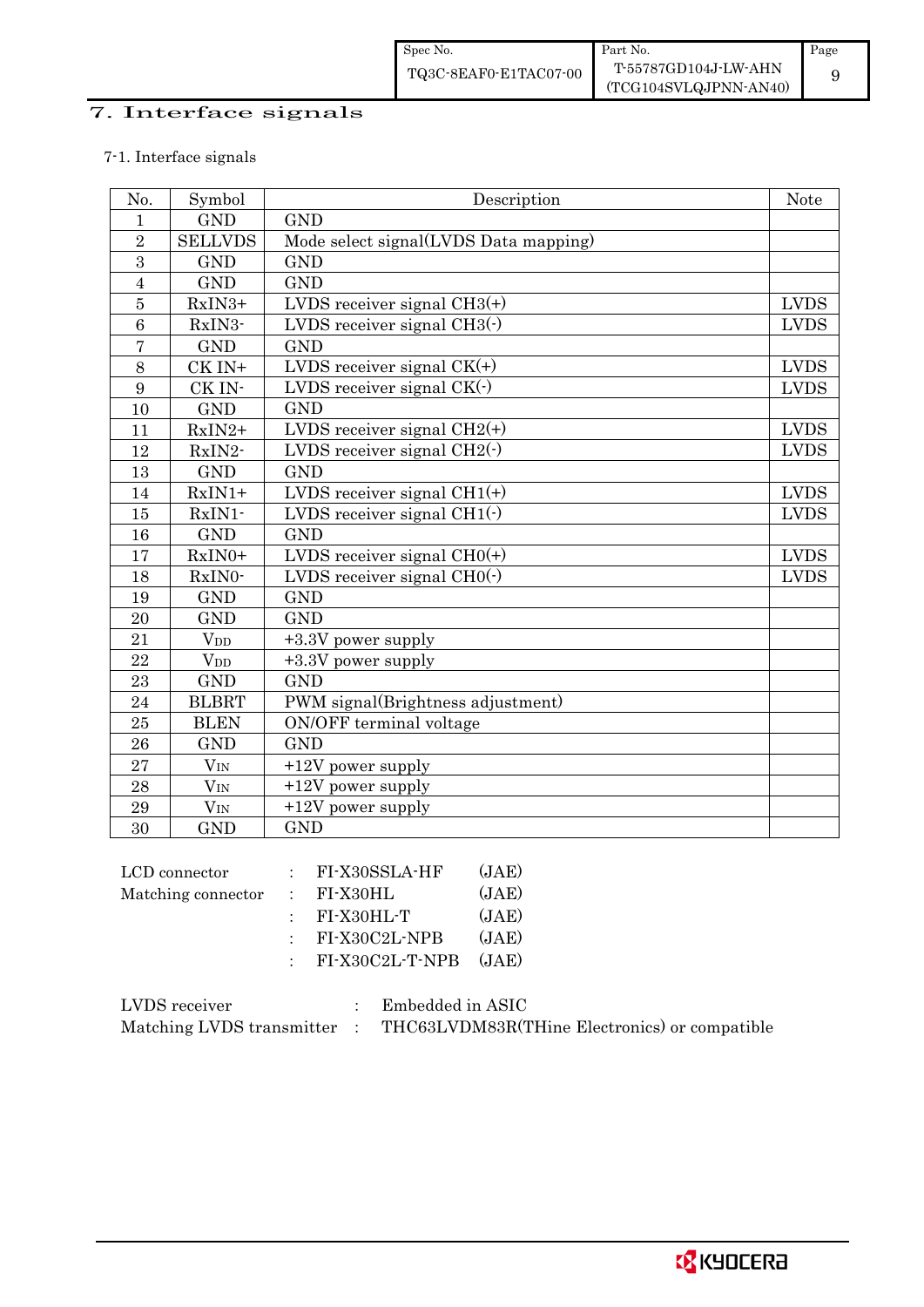# 7. Interface signals

7-1. Interface signals

| No. | Symbol | Description | Note |
|---|---|---|---|
| 1 | GND | GND | |
| 2 | SELLVDS | Mode select signal(LVDS Data mapping) | |
| 3 | GND | GND | |
| 4 | GND | GND | |
| 5 | RxIN3+ | LVDS receiver signal CH3(+) | LVDS |
| 6 | RxIN3- | LVDS receiver signal CH3(-) | LVDS |
| 7 | GND | GND | |
| 8 | CK IN+ | LVDS receiver signal CK(+) | LVDS |
| 9 | CK IN- | LVDS receiver signal CK(-) | LVDS |
| 10 | GND | GND | |
| 11 | RxIN2+ | LVDS receiver signal CH2(+) | LVDS |
| 12 | RxIN2- | LVDS receiver signal CH2(-) | LVDS |
| 13 | GND | GND | |
| 14 | RxIN1+ | LVDS receiver signal CH1(+) | LVDS |
| 15 | RxIN1- | LVDS receiver signal CH1(-) | LVDS |
| 16 | GND | GND | |
| 17 | RxIN0+ | LVDS receiver signal CH0(+) | LVDS |
| 18 | RxIN0- | LVDS receiver signal CH0(-) | LVDS |
| 19 | GND | GND | |
| 20 | GND | GND | |
| 21 | $V_{DD}$ | +3.3V power supply | |
| 22 | $V_{DD}$ | +3.3V power supply | |
| 23 | GND | GND | |
| 24 | BLBRT | PWM signal(Brightness adjustment) | |
| 25 | BLEN | ON/OFF terminal voltage | |
| 26 | GND | GND | |
| 27 | $V_{IN}$ | +12V power supply | |
| 28 | $V_{IN}$ | +12V power supply | |
| 29 | $V_{IN}$ | +12V power supply | |
| 30 | GND | GND | |

LCD connector : FI-X30SSLA-HF (JAE)
Matching connector : FI-X30HL (JAE)
: FI-X30HL-T (JAE)
: FI-X30C2L-NPB (JAE)
: FI-X30C2L-T-NPB (JAE)

LVDS receiver : Embedded in ASIC
Matching LVDS transmitter : THC63LVDM83R(THine Electronics) or compatible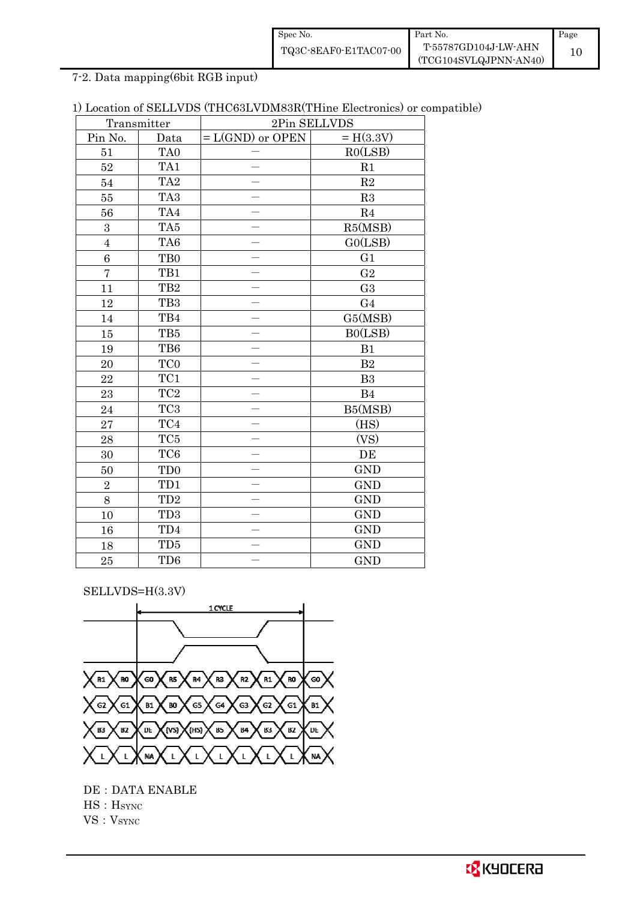7-2. Data mapping(6bit RGB input)

1) Location of SELLVDS (THC63LVDM83R(THine Electronics) or compatible)

| Transmitter | | 2Pin SELLVDS | |
|---|---|---|---|
| Pin No. | Data | = L(GND) or OPEN | = H(3.3V) |
| 51 | TA0 | – | R0(LSB) |
| 52 | TA1 | – | R1 |
| 54 | TA2 | – | R2 |
| 55 | TA3 | – | R3 |
| 56 | TA4 | – | R4 |
| 3 | TA5 | – | R5(MSB) |
| 4 | TA6 | – | G0(LSB) |
| 6 | TB0 | – | G1 |
| 7 | TB1 | – | G2 |
| 11 | TB2 | – | G3 |
| 12 | TB3 | – | G4 |
| 14 | TB4 | – | G5(MSB) |
| 15 | TB5 | – | B0(LSB) |
| 19 | TB6 | – | B1 |
| 20 | TC0 | – | B2 |
| 22 | TC1 | – | B3 |
| 23 | TC2 | – | B4 |
| 24 | TC3 | – | B5(MSB) |
| 27 | TC4 | – | (HS) |
| 28 | TC5 | – | (VS) |
| 30 | TC6 | – | DE |
| 50 | TD0 | – | GND |
| 2 | TD1 | – | GND |
| 8 | TD2 | – | GND |
| 10 | TD3 | – | GND |
| 16 | TD4 | – | GND |
| 18 | TD5 | – | GND |
| 25 | TD6 | – | GND |

SELLVDS=H(3.3V)

1 CYCLE

| R1 | R0 | G0 | R5 | R4 | R3 | R2 | R1 | R0 | G0 |
|---|---|---|---|---|---|---|---|---|---|
| G2 | G1 | B1 | B0 | G5 | G4 | G3 | G2 | G1 | B1 |
| B3 | B2 | DE | (VS) | (HS) | B5 | B4 | B3 | B2 | DE |
| L | L | NA | L | L | L | L | L | L | NA |

DE : DATA ENABLE  
HS : HSYNC  
VS : VSYNC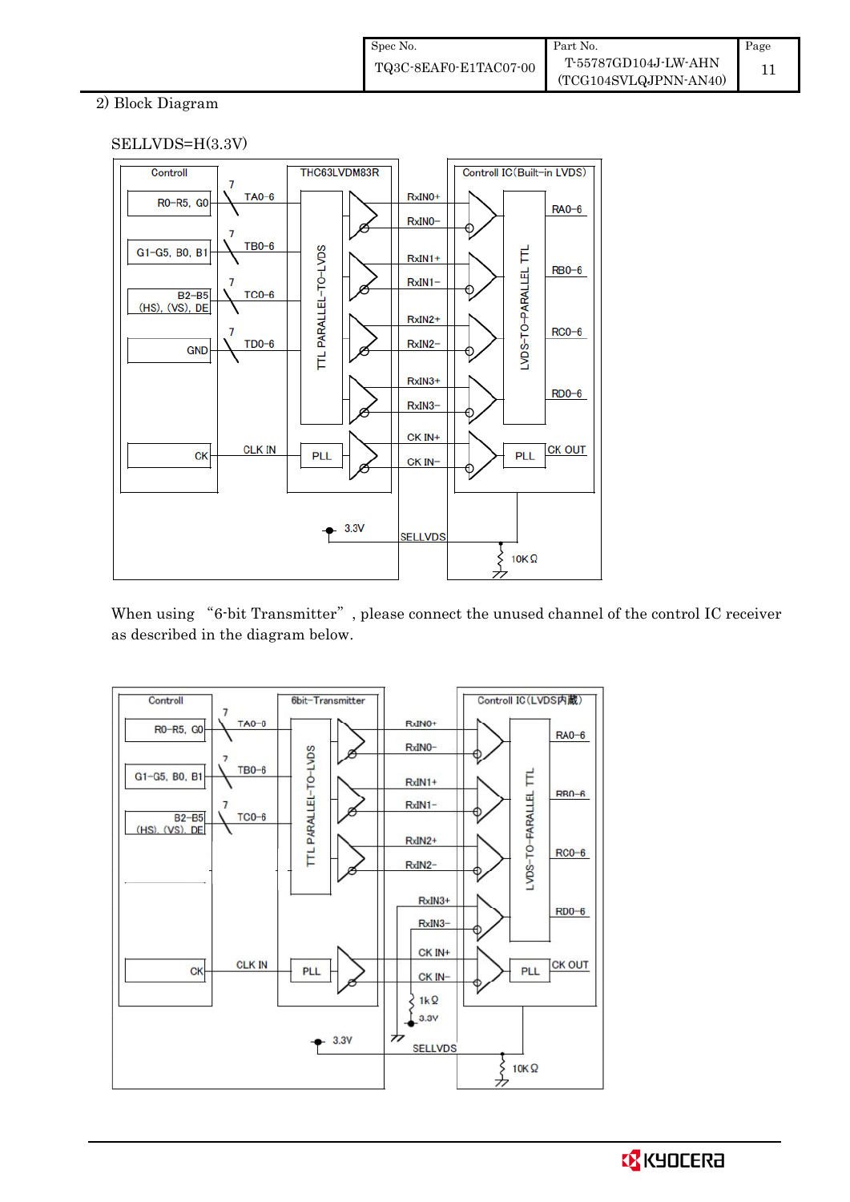2) Block Diagram

SELLVDS=H(3.3V)

When using "6-bit Transmitter", please connect the unused channel of the control IC receiver as described in the diagram below.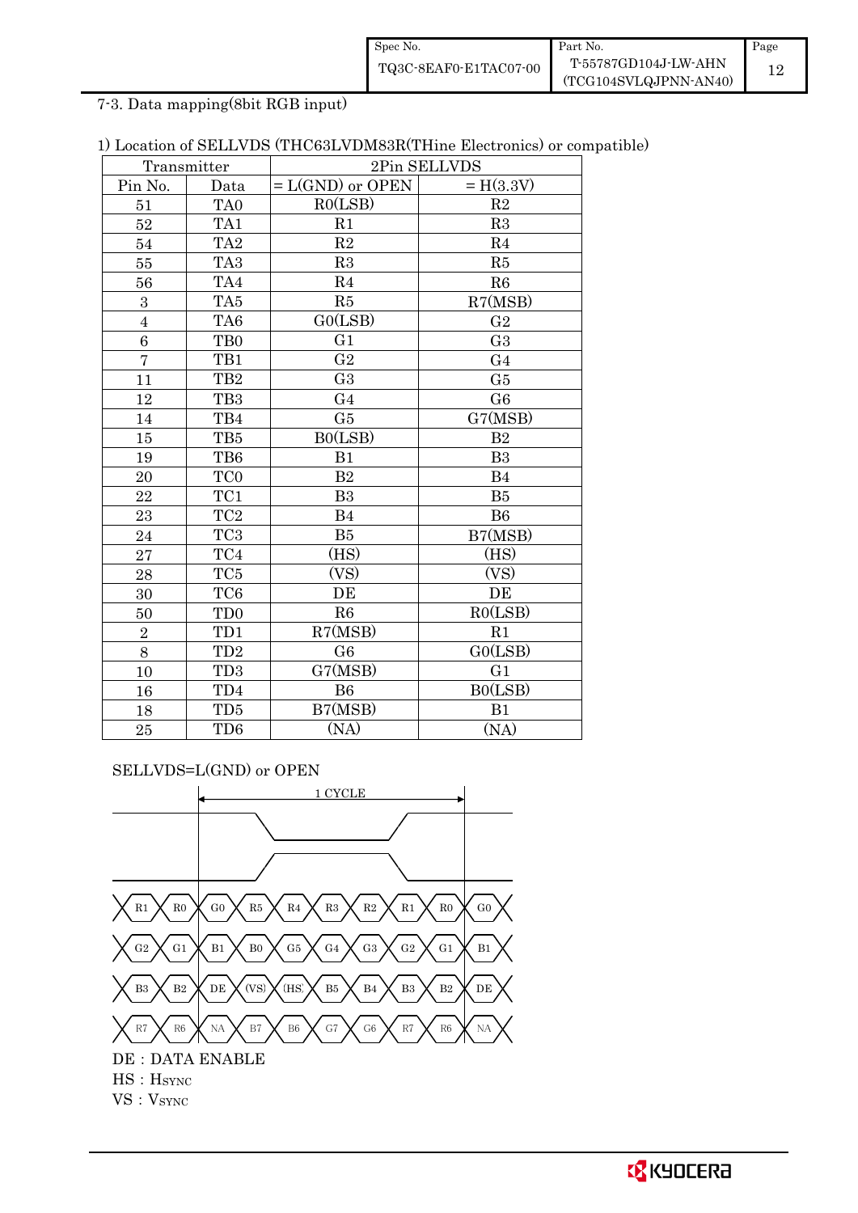7-3. Data mapping(8bit RGB input)

1) Location of SELLVDS (THC63LVDM83R(THine Electronics) or compatible)

| Transmitter | | 2Pin SELLVDS | |
|---|---|---|---|
| Pin No. | Data | = L(GND) or OPEN | = H(3.3V) |
| 51 | TA0 | R0(LSB) | R2 |
| 52 | TA1 | R1 | R3 |
| 54 | TA2 | R2 | R4 |
| 55 | TA3 | R3 | R5 |
| 56 | TA4 | R4 | R6 |
| 3 | TA5 | R5 | R7(MSB) |
| 4 | TA6 | G0(LSB) | G2 |
| 6 | TB0 | G1 | G3 |
| 7 | TB1 | G2 | G4 |
| 11 | TB2 | G3 | G5 |
| 12 | TB3 | G4 | G6 |
| 14 | TB4 | G5 | G7(MSB) |
| 15 | TB5 | B0(LSB) | B2 |
| 19 | TB6 | B1 | B3 |
| 20 | TC0 | B2 | B4 |
| 22 | TC1 | B3 | B5 |
| 23 | TC2 | B4 | B6 |
| 24 | TC3 | B5 | B7(MSB) |
| 27 | TC4 | (HS) | (HS) |
| 28 | TC5 | (VS) | (VS) |
| 30 | TC6 | DE | DE |
| 50 | TD0 | R6 | R0(LSB) |
| 2 | TD1 | R7(MSB) | R1 |
| 8 | TD2 | G6 | G0(LSB) |
| 10 | TD3 | G7(MSB) | G1 |
| 16 | TD4 | B6 | B0(LSB) |
| 18 | TD5 | B7(MSB) | B1 |
| 25 | TD6 | (NA) | (NA) |

SELLVDS=L(GND) or OPEN

1 CYCLE

R1 R0 | G0 R5 R4 R3 R2 R1 R0 | G0

G2 G1 | B1 B0 G5 G4 G3 G2 G1 | B1

B3 B2 | DE (VS) (HS) B5 B4 B3 B2 | DE

R7 R6 | NA B7 B6 G7 G6 R7 R6 | NA

DE : DATA ENABLE

HS : $H_{SYNC}$

VS : $V_{SYNC}$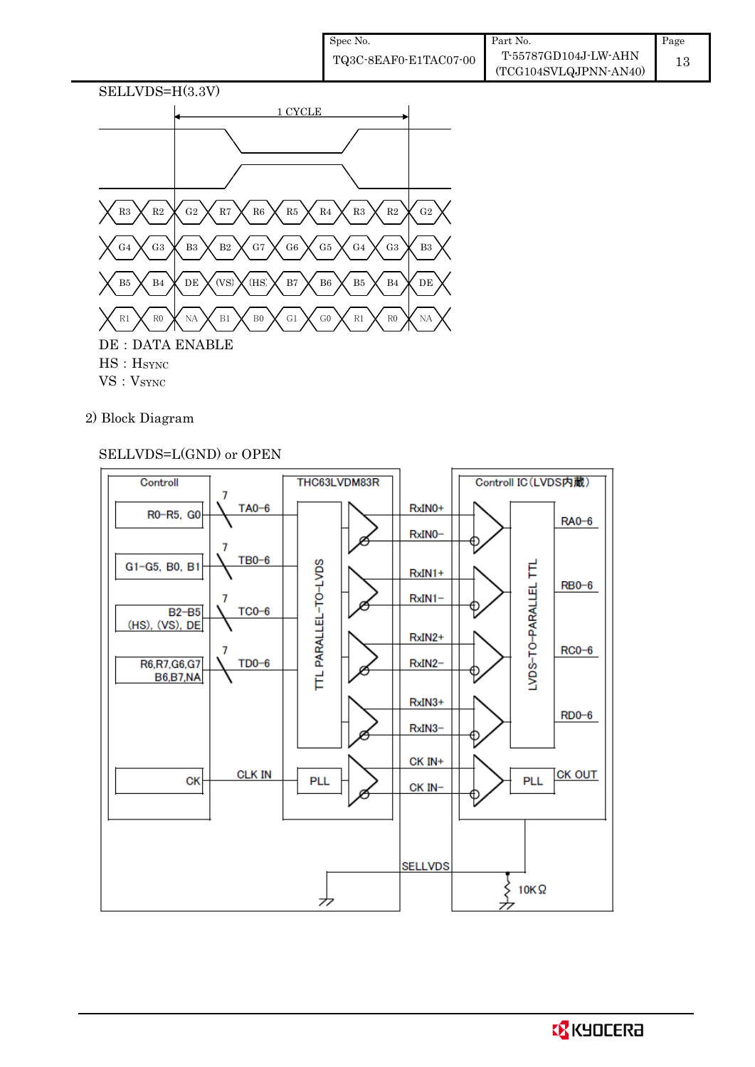SELLVDS=H(3.3V)

1 CYCLE

| R3 | R2 | G2 | R7 | R6 | R5 | R4 | R3 | R2 | G2 |
|---|---|---|---|---|---|---|---|---|---|
| G4 | G3 | B3 | B2 | G7 | G6 | G5 | G4 | G3 | B3 |
| B5 | B4 | DE | (VS) | (HS) | B7 | B6 | B5 | B4 | DE |
| R1 | R0 | NA | B1 | B0 | G1 | G0 | R1 | R0 | NA |

DE : DATA ENABLE
HS : HSYNC
VS : VSYNC

2) Block Diagram

SELLVDS=L(GND) or OPEN

Controll: R0–R5, G0 → TA0–6 (7); G1–G5, B0, B1 → TB0–6 (7); B2–B5 (HS), (VS), DE → TC0–6 (7); R6,R7,G6,G7 B6,B7,NA → TD0–6 (7); CK → CLK IN

THC63LVDM83R: TTL PARALLEL–TO–LVDS, PLL

RxIN0+, RxIN0–, RxIN1+, RxIN1–, RxIN2+, RxIN2–, RxIN3+, RxIN3–, CK IN+, CK IN–

Controll IC（LVDS内蔵）: LVDS–TO–PARALLEL TTL → RA0–6, RB0–6, RC0–6, RD0–6; PLL → CK OUT

SELLVDS, 10KΩ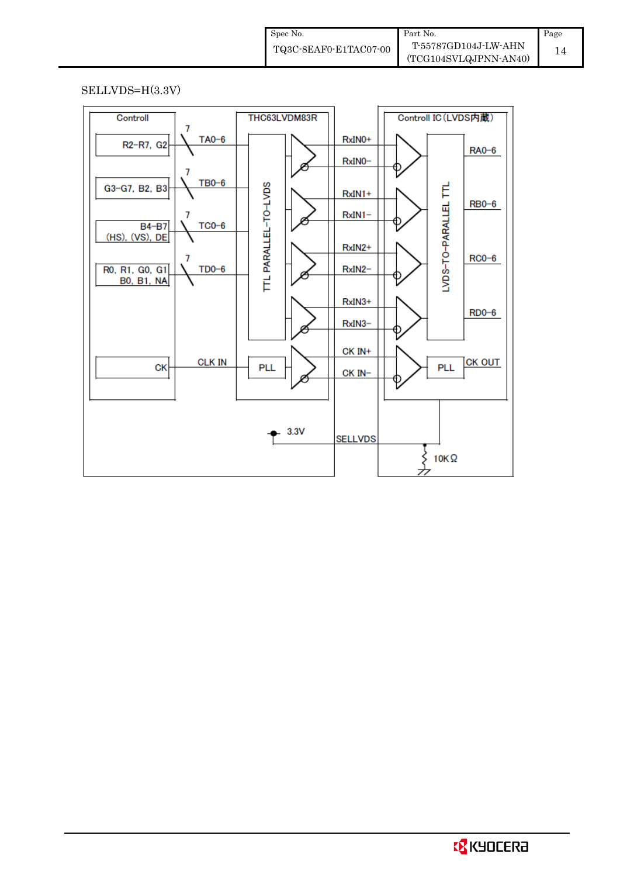SELLVDS=H(3.3V)

Controll

R2-R7, G2

G3-G7, B2, B3

B4-B7 (HS), (VS), DE

R0, R1, G0, G1 B0, B1, NA

CK

7 TA0-6

7 TB0-6

7 TC0-6

7 TD0-6

CLK IN

THC63LVDM83R

TTL PARALLEL-TO-LVDS

PLL

RxIN0+

RxIN0-

RxIN1+

RxIN1-

RxIN2+

RxIN2-

RxIN3+

RxIN3-

CK IN+

CK IN-

Controll IC (LVDS内蔵)

LVDS-TO-PARALLEL TTL

PLL

RA0-6

RB0-6

RC0-6

RD0-6

CK OUT

3.3V

SELLVDS

10KΩ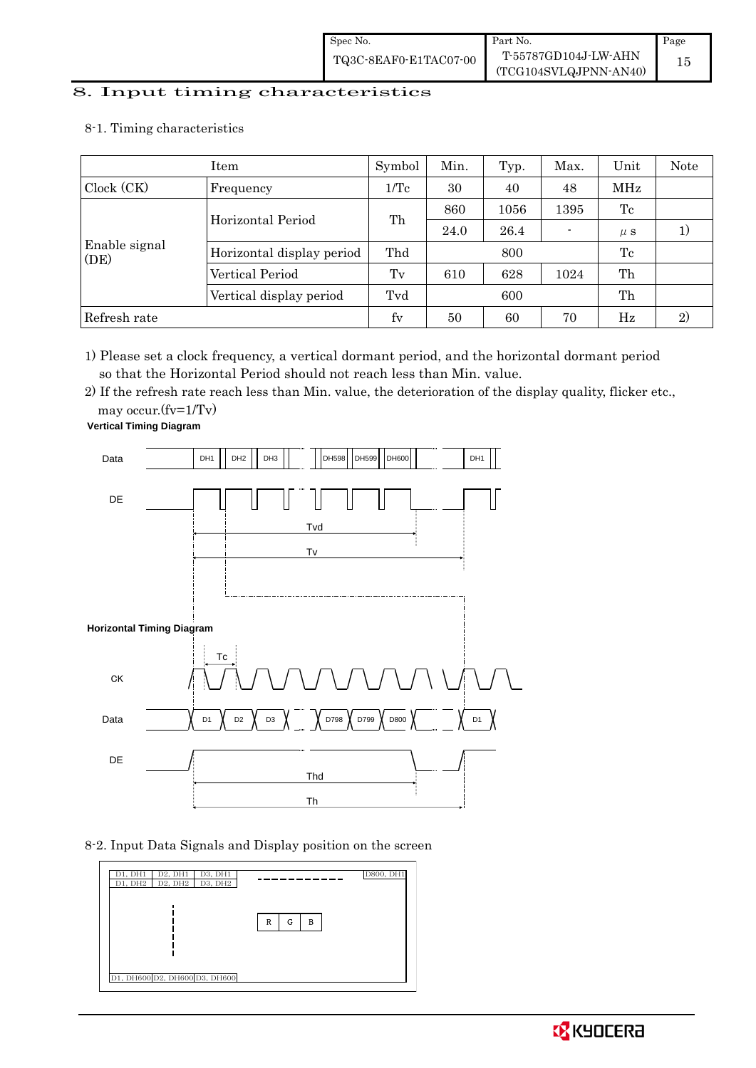## 8. Input timing characteristics

### 8-1. Timing characteristics

| Item | | Symbol | Min. | Typ. | Max. | Unit | Note |
|---|---|---|---|---|---|---|---|
| Clock (CK) | Frequency | 1/Tc | 30 | 40 | 48 | MHz | |
| Enable signal (DE) | Horizontal Period | Th | 860 | 1056 | 1395 | Tc | |
| | | | 24.0 | 26.4 | - | μs | 1) |
| | Horizontal display period | Thd | | 800 | | Tc | |
| | Vertical Period | Tv | 610 | 628 | 1024 | Th | |
| | Vertical display period | Tvd | | 600 | | Th | |
| Refresh rate | | fv | 50 | 60 | 70 | Hz | 2) |

1) Please set a clock frequency, a vertical dormant period, and the horizontal dormant period so that the Horizontal Period should not reach less than Min. value.

2) If the refresh rate reach less than Min. value, the deterioration of the display quality, flicker etc., may occur.(fv=1/Tv)

**Vertical Timing Diagram**

Data: DH1, DH2, DH3, ..., DH598, DH599, DH600, ..., DH1

DE

Tvd

Tv

**Horizontal Timing Diagram**

Tc

CK

Data: D1, D2, D3, ..., D798, D799, D800, ..., D1

DE

Thd

Th

### 8-2. Input Data Signals and Display position on the screen

| D1, DH1 | D2, DH1 | D3, DH1 | ---- | D800, DH1 |
|---|---|---|---|---|
| D1, DH2 | D2, DH2 | D3, DH2 | | |
| | | | R G B | |
| D1, DH600 | D2, DH600 | D3, DH600 | | |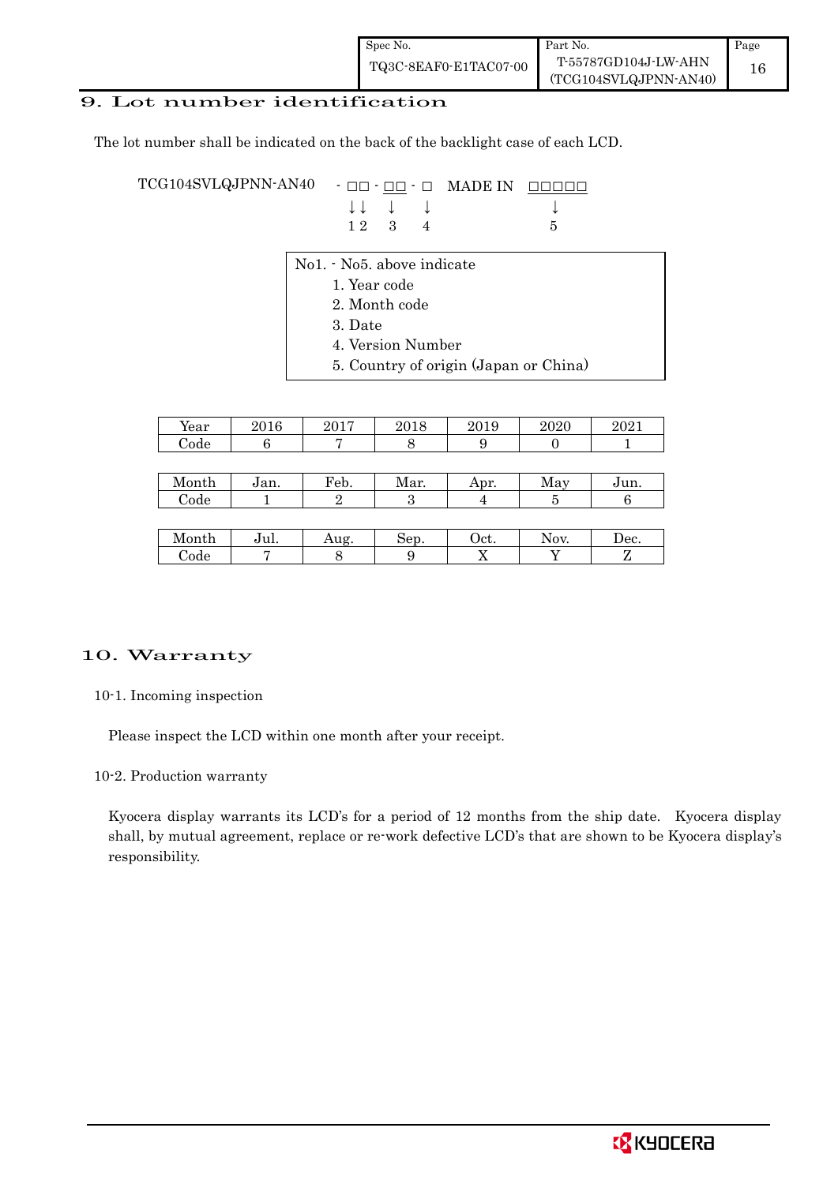## 9. Lot number identification

The lot number shall be indicated on the back of the backlight case of each LCD.

```
TCG104SVLQJPNN-AN40   - □□ - □□ - □   MADE IN  □□□□□
                        ↓↓   ↓    ↓               ↓
                        1 2  3    4               5
```

No1. - No5. above indicate

1. Year code
2. Month code
3. Date
4. Version Number
5. Country of origin (Japan or China)

| Year | 2016 | 2017 | 2018 | 2019 | 2020 | 2021 |
|---|---|---|---|---|---|---|
| Code | 6 | 7 | 8 | 9 | 0 | 1 |

| Month | Jan. | Feb. | Mar. | Apr. | May | Jun. |
|---|---|---|---|---|---|---|
| Code | 1 | 2 | 3 | 4 | 5 | 6 |

| Month | Jul. | Aug. | Sep. | Oct. | Nov. | Dec. |
|---|---|---|---|---|---|---|
| Code | 7 | 8 | 9 | X | Y | Z |

## 10. Warranty

### 10-1. Incoming inspection

Please inspect the LCD within one month after your receipt.

### 10-2. Production warranty

Kyocera display warrants its LCD's for a period of 12 months from the ship date. Kyocera display shall, by mutual agreement, replace or re-work defective LCD's that are shown to be Kyocera display's responsibility.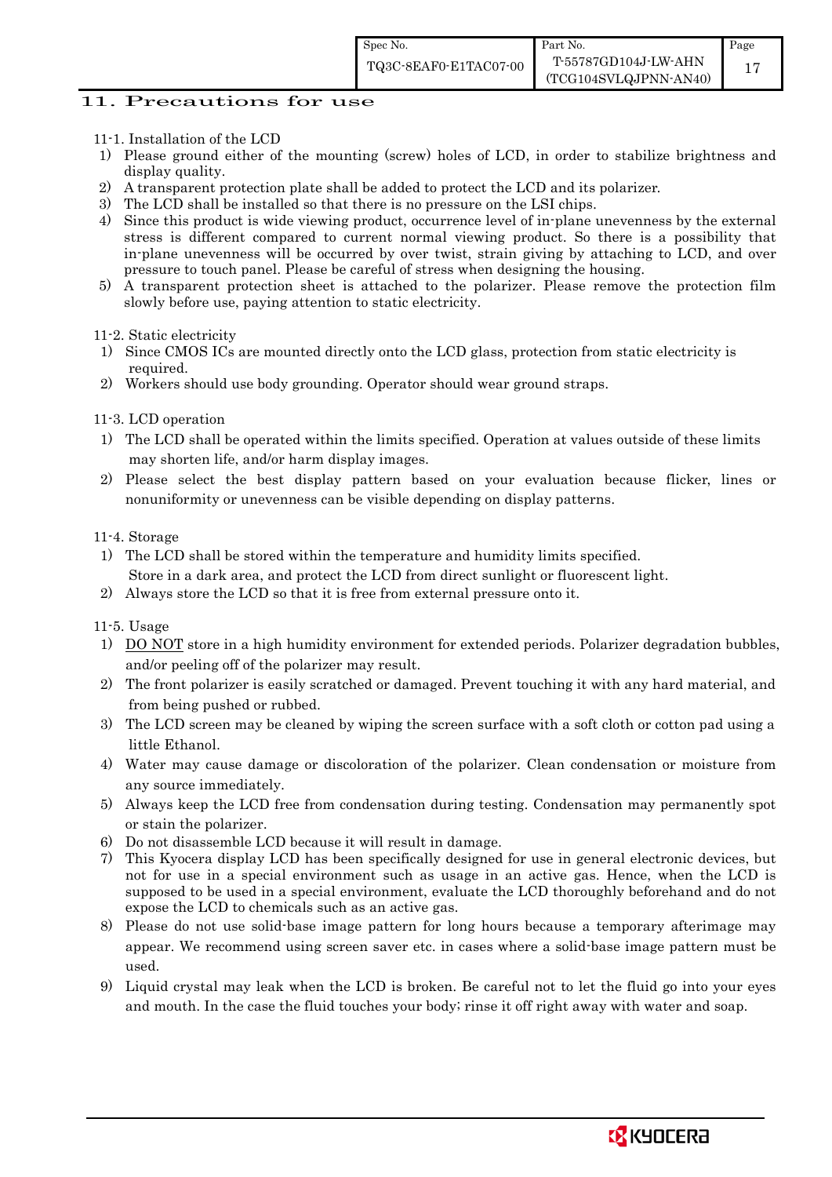## 11. Precautions for use

11-1. Installation of the LCD

1) Please ground either of the mounting (screw) holes of LCD, in order to stabilize brightness and display quality.
2) A transparent protection plate shall be added to protect the LCD and its polarizer.
3) The LCD shall be installed so that there is no pressure on the LSI chips.
4) Since this product is wide viewing product, occurrence level of in-plane unevenness by the external stress is different compared to current normal viewing product. So there is a possibility that in-plane unevenness will be occurred by over twist, strain giving by attaching to LCD, and over pressure to touch panel. Please be careful of stress when designing the housing.
5) A transparent protection sheet is attached to the polarizer. Please remove the protection film slowly before use, paying attention to static electricity.

11-2. Static electricity

1) Since CMOS ICs are mounted directly onto the LCD glass, protection from static electricity is required.
2) Workers should use body grounding. Operator should wear ground straps.

11-3. LCD operation

1) The LCD shall be operated within the limits specified. Operation at values outside of these limits may shorten life, and/or harm display images.
2) Please select the best display pattern based on your evaluation because flicker, lines or nonuniformity or unevenness can be visible depending on display patterns.

11-4. Storage

1) The LCD shall be stored within the temperature and humidity limits specified.
   Store in a dark area, and protect the LCD from direct sunlight or fluorescent light.
2) Always store the LCD so that it is free from external pressure onto it.

11-5. Usage

1) DO NOT store in a high humidity environment for extended periods. Polarizer degradation bubbles, and/or peeling off of the polarizer may result.
2) The front polarizer is easily scratched or damaged. Prevent touching it with any hard material, and from being pushed or rubbed.
3) The LCD screen may be cleaned by wiping the screen surface with a soft cloth or cotton pad using a little Ethanol.
4) Water may cause damage or discoloration of the polarizer. Clean condensation or moisture from any source immediately.
5) Always keep the LCD free from condensation during testing. Condensation may permanently spot or stain the polarizer.
6) Do not disassemble LCD because it will result in damage.
7) This Kyocera display LCD has been specifically designed for use in general electronic devices, but not for use in a special environment such as usage in an active gas. Hence, when the LCD is supposed to be used in a special environment, evaluate the LCD thoroughly beforehand and do not expose the LCD to chemicals such as an active gas.
8) Please do not use solid-base image pattern for long hours because a temporary afterimage may appear. We recommend using screen saver etc. in cases where a solid-base image pattern must be used.
9) Liquid crystal may leak when the LCD is broken. Be careful not to let the fluid go into your eyes and mouth. In the case the fluid touches your body; rinse it off right away with water and soap.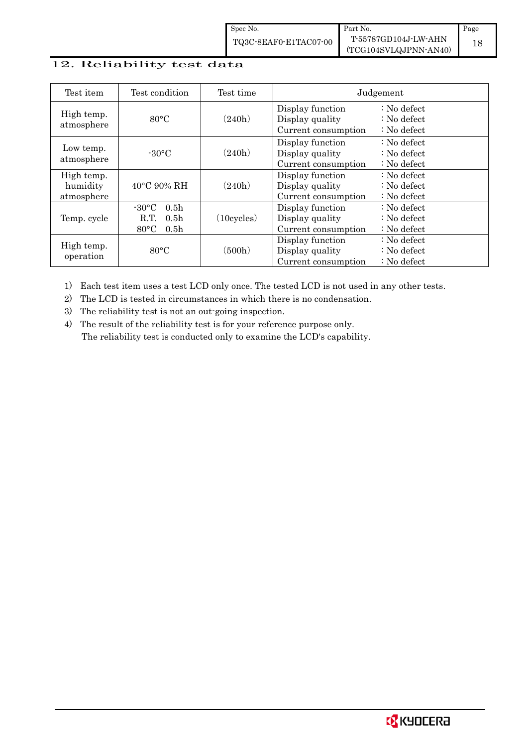## 12. Reliability test data

| Test item | Test condition | Test time | Judgement |
|---|---|---|---|
| High temp. atmosphere | 80°C | (240h) | Display function : No defect<br>Display quality : No defect<br>Current consumption : No defect |
| Low temp. atmosphere | -30°C | (240h) | Display function : No defect<br>Display quality : No defect<br>Current consumption : No defect |
| High temp. humidity atmosphere | 40°C 90% RH | (240h) | Display function : No defect<br>Display quality : No defect<br>Current consumption : No defect |
| Temp. cycle | -30°C 0.5h<br>R.T. 0.5h<br>80°C 0.5h | (10cycles) | Display function : No defect<br>Display quality : No defect<br>Current consumption : No defect |
| High temp. operation | 80°C | (500h) | Display function : No defect<br>Display quality : No defect<br>Current consumption : No defect |

1) Each test item uses a test LCD only once. The tested LCD is not used in any other tests.
2) The LCD is tested in circumstances in which there is no condensation.
3) The reliability test is not an out-going inspection.
4) The result of the reliability test is for your reference purpose only.
   The reliability test is conducted only to examine the LCD's capability.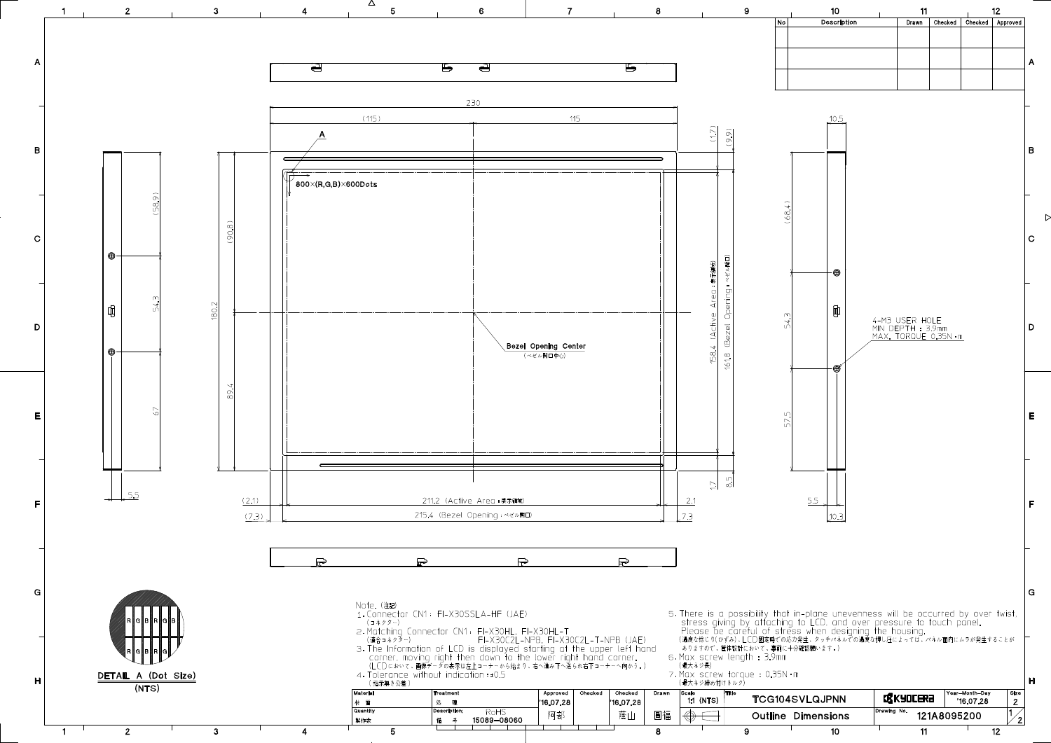| No | Description | Drawn | Checked | Checked | Approved |
|---|---|---|---|---|---|
| | | | | | |
| | | | | | |
| | | | | | |

230

(115) 115

A

800×(R,G,B)×600Dots

(58.9) 54.3 67 5.5

(90.8) 180.2 89.4

(1.7) (9.9) 158.4 (Active Area：表示領域) 161.8 (Bezel Opening：ベゼル開口) 1.7 8.5

Bezel Opening Center
(ベゼル開口中心)

10.5 (68.4) 54.3 57.5 5.5 10.3

4-M3 USER HOLE
MIN DEPTH : 3.9mm
MAX. TORQUE 0.35N・m

(2.1) 211.2 (Active Area：表示領域) 2.1

(7.3) 215.4 (Bezel Opening：ベゼル開口) 7.3

DETAIL A (Dot Size)
(NTS)

Note. (注記)

1. Connector CN1 : FI-X30SSLA-HF (JAE)
(コネクター)
2. Matching Connector CN1 : FI-X30HL, FI-X30HL-T
(適合コネクター) FI-X30C2L-NPB, FI-X30C2L-T-NPB (JAE)
3. The Information of LCD is displayed starting at the upper left hand corner, moving right then down to the lower right hand corner.
(LCDにおいて、画像データの表示は左上コーナーから始まり、右へ進み下へ進み右下コーナーへ向かう。)
4. Tolerance without indication : ±0.5
(指示無き公差)
5. There is a possibility that in-plane unevenness will be occurred by over twist, stress giving by attaching to LCD, and over pressure to touch panel.
Please be careful of stress when designing the housing.
(過度な捻り(ひずみ)、LCD固定時での応力発生、タッチパネルでの過度な押し圧によっては、パネル面内にムラが発生することがありますので、筐体設計において、事前に十分確認願います。)
6. Max screw length : 3.9mm
(最大ネジ長)
7. Max screw torque : 0.35N・m
(最大ネジ締め付けトルク)

| Material 材質 | Treatment 処理 | Approved | Checked | Checked | Drawn | Scale | Title | | Year-Month-Day | Size |
|---|---|---|---|---|---|---|---|---|---|---|
| | | '16.07.28 | | '16.07.28 | | 1:1 (NTS) | TCG104SVLQJPNN | KYOCERA | '16.07.28 | 2 |
| Quantity 製作数 | Description 備考 RoHS 15089-08060 | 阿部 | | 薩山 | 圓福 | | Outline Dimensions | Drawing No. 121A8095200 | | 1/2 |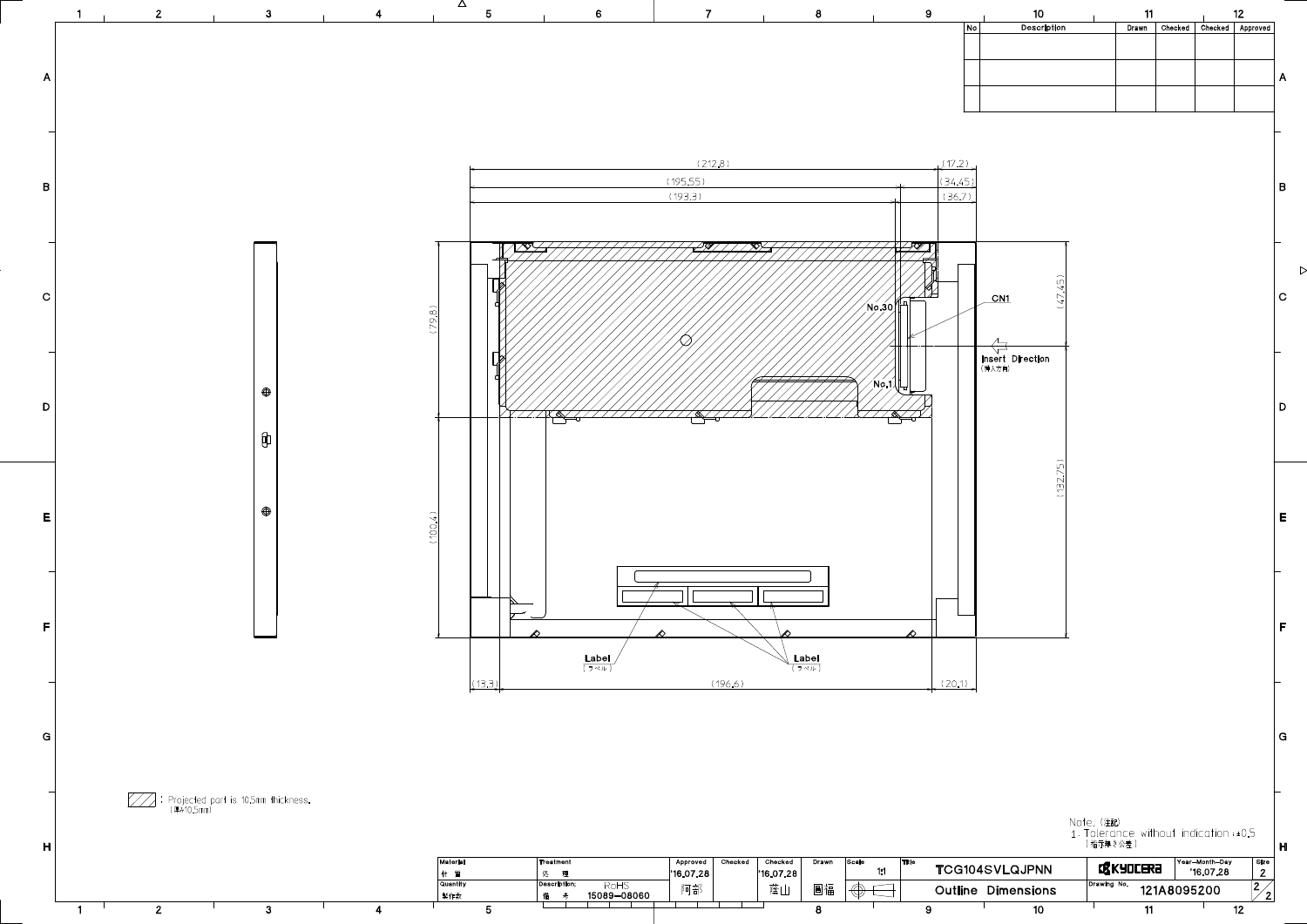| No | Description | Drawn | Checked | Checked | Approved |
|---|---|---|---|---|---|
| | | | | | |
| | | | | | |
| | | | | | |

(212.8) (17.2)

(195.55) (34.45)

(193.3) (36.7)

(79.8)

(100.4)

(47.45)

(132.75)

No.30

No.1

CN1

Insert Direction
(挿入方向)

Label
(ラベル)

Label
(ラベル)

(13.3) (196.6) (20.1)

: Projected part is 10.5mm thickness.
(厚み10.5mm)

Note. (注記)
1. Tolerance without indication : ±0.5
(指示無き公差)

| Material 材質 | Treatment 処理 | Approved | Checked | Checked | Drawn | Scale | Title | | Year-Month-Day | Size |
|---|---|---|---|---|---|---|---|---|---|---|
| | | '16.07.28 | | '16.07.28 | | 1:1 | TCG104SVLQJPNN | KYOCERA | '16.07.28 | 2 |
| Quantity 製作数 | Description; 備考 RoHS 15089-08060 | 阿部 | | 薩山 | 園福 | | Outline Dimensions | Drawing No. 121A8095200 | | 2/2 |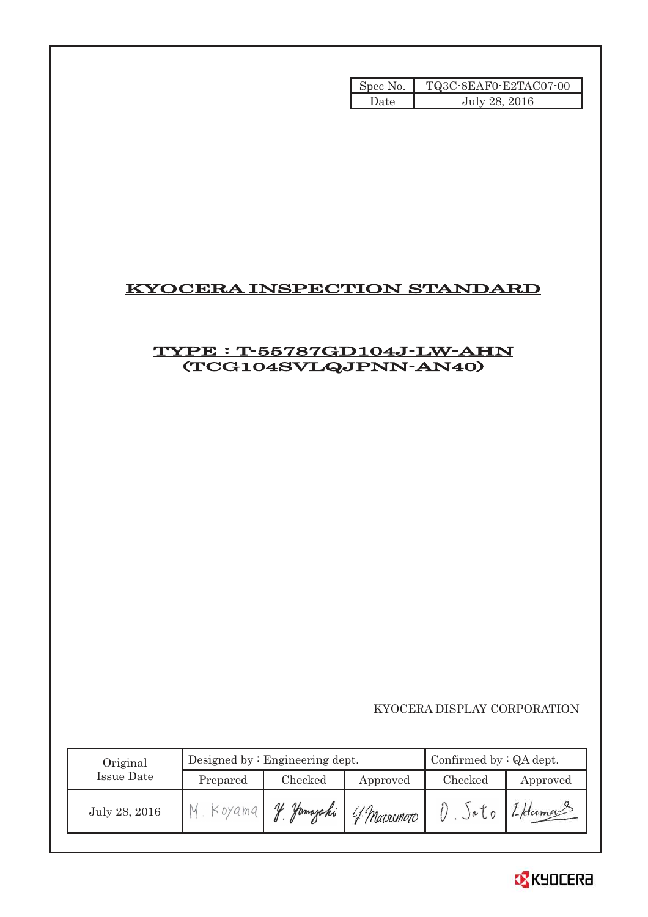| Spec No. | TQ3C-8EAF0-E2TAC07-00 |
| --- | --- |
| Date | July 28, 2016 |

# KYOCERA INSPECTION STANDARD

## TYPE : T-55787GD104J-LW-AHN (TCG104SVLQJPNN-AN40)

KYOCERA DISPLAY CORPORATION

| Original Issue Date | Designed by : Engineering dept. | | | Confirmed by : QA dept. | |
| --- | --- | --- | --- | --- | --- |
| | Prepared | Checked | Approved | Checked | Approved |
| July 28, 2016 | M. Koyama | Y. Yamazaki | Y. Matsumoto | O. Sato | I. Hama |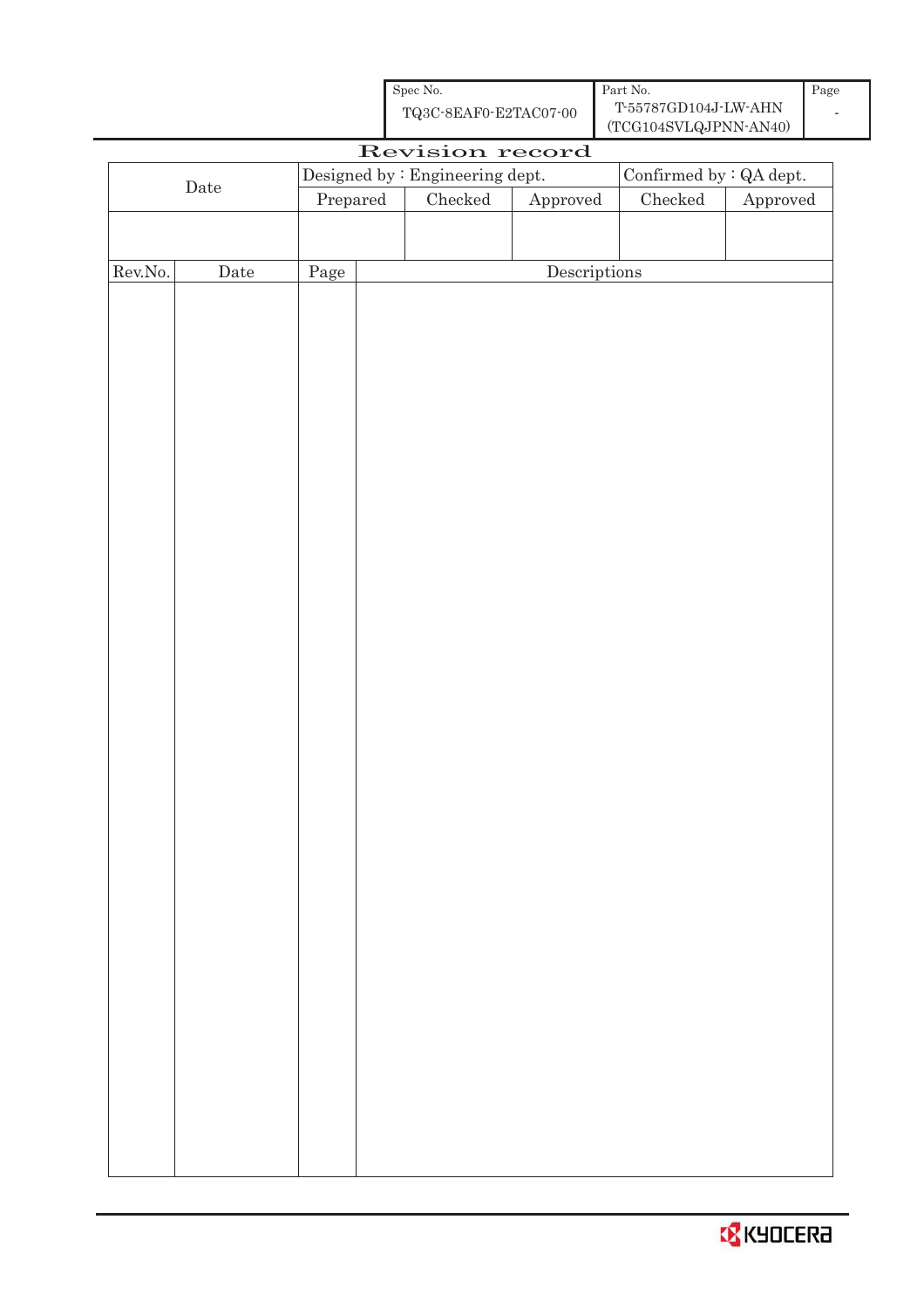| Spec No. | Part No. | Page |
| --- | --- | --- |
| TQ3C-8EAF0-E2TAC07-00 | T-55787GD104J-LW-AHN (TCG104SVLQJPNN-AN40) | - |

# Revision record

| Date | Designed by : Engineering dept. | | | Confirmed by : QA dept. | |
| --- | --- | --- | --- | --- | --- |
| | Prepared | Checked | Approved | Checked | Approved |
| | | | | | |

| Rev.No. | Date | Page | Descriptions |
| --- | --- | --- | --- |
| | | | |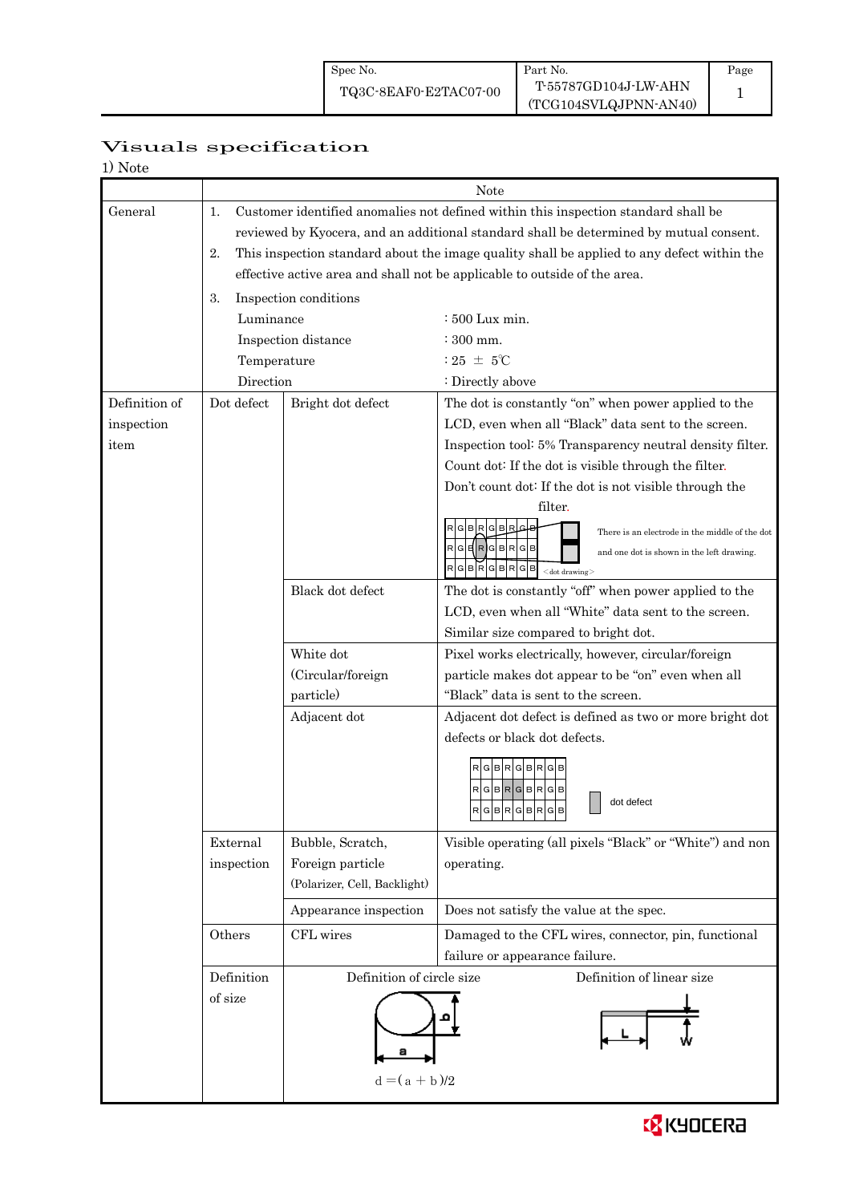| Spec No. | Part No. | Page |
|---|---|---|
| TQ3C-8EAF0-E2TAC07-00 | T-55787GD104J-LW-AHN (TCG104SVLQJPNN-AN40) | 1 |

# Visuals specification

1) Note

| | Note | | |
|---|---|---|---|
| General | 1. Customer identified anomalies not defined within this inspection standard shall be reviewed by Kyocera, and an additional standard shall be determined by mutual consent.<br>2. This inspection standard about the image quality shall be applied to any defect within the effective active area and shall not be applicable to outside of the area.<br>3. Inspection conditions<br>Luminance : 500 Lux min.<br>Inspection distance : 300 mm.<br>Temperature : 25 ± 5℃<br>Direction : Directly above | | |
| Definition of inspection item | Dot defect | Bright dot defect | The dot is constantly "on" when power applied to the LCD, even when all "Black" data sent to the screen.<br>Inspection tool: 5% Transparency neutral density filter.<br>Count dot: If the dot is visible through the filter.<br>Don't count dot: If the dot is not visible through the filter.<br>There is an electrode in the middle of the dot and one dot is shown in the left drawing. <dot drawing> |
| | | Black dot defect | The dot is constantly "off" when power applied to the LCD, even when all "White" data sent to the screen.<br>Similar size compared to bright dot. |
| | | White dot (Circular/foreign particle) | Pixel works electrically, however, circular/foreign particle makes dot appear to be "on" even when all "Black" data is sent to the screen. |
| | | Adjacent dot | Adjacent dot defect is defined as two or more bright dot defects or black dot defects.<br>dot defect |
| | External inspection | Bubble, Scratch, Foreign particle (Polarizer, Cell, Backlight) | Visible operating (all pixels "Black" or "White") and non operating. |
| | | Appearance inspection | Does not satisfy the value at the spec. |
| | Others | CFL wires | Damaged to the CFL wires, connector, pin, functional failure or appearance failure. |
| | Definition of size | Definition of circle size<br>$d = (a + b)/2$ | Definition of linear size<br>L, W |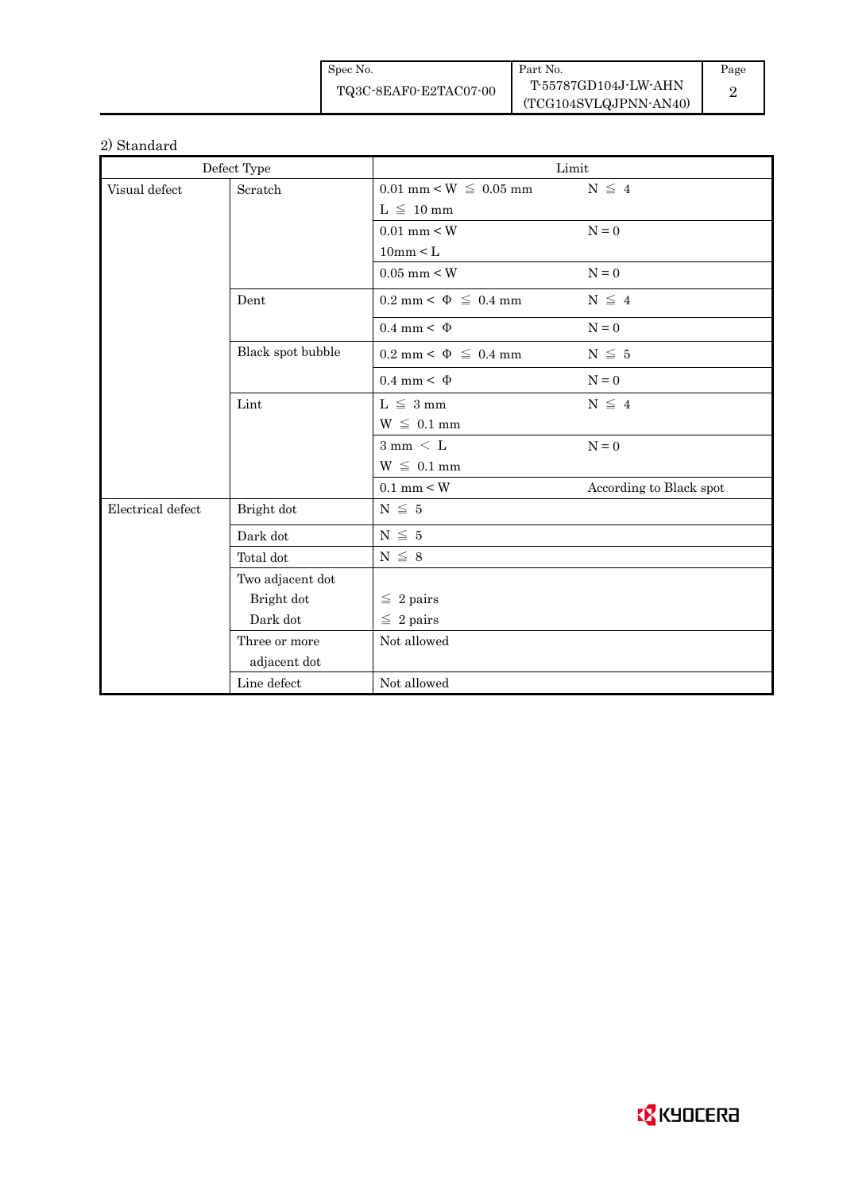2) Standard

| Defect Type | | Limit | |
|---|---|---|---|
| Visual defect | Scratch | 0.01 mm < W ≦ 0.05 mm<br>L ≦ 10 mm | N ≦ 4 |
| | | 0.01 mm < W<br>10mm < L | N = 0 |
| | | 0.05 mm < W | N = 0 |
| | Dent | 0.2 mm < Φ ≦ 0.4 mm | N ≦ 4 |
| | | 0.4 mm < Φ | N = 0 |
| | Black spot bubble | 0.2 mm < Φ ≦ 0.4 mm | N ≦ 5 |
| | | 0.4 mm < Φ | N = 0 |
| | Lint | L ≦ 3 mm<br>W ≦ 0.1 mm | N ≦ 4 |
| | | 3 mm < L<br>W ≦ 0.1 mm | N = 0 |
| | | 0.1 mm < W | According to Black spot |
| Electrical defect | Bright dot | N ≦ 5 | |
| | Dark dot | N ≦ 5 | |
| | Total dot | N ≦ 8 | |
| | Two adjacent dot<br>Bright dot<br>Dark dot | <br>≦ 2 pairs<br>≦ 2 pairs | |
| | Three or more adjacent dot | Not allowed | |
| | Line defect | Not allowed | |